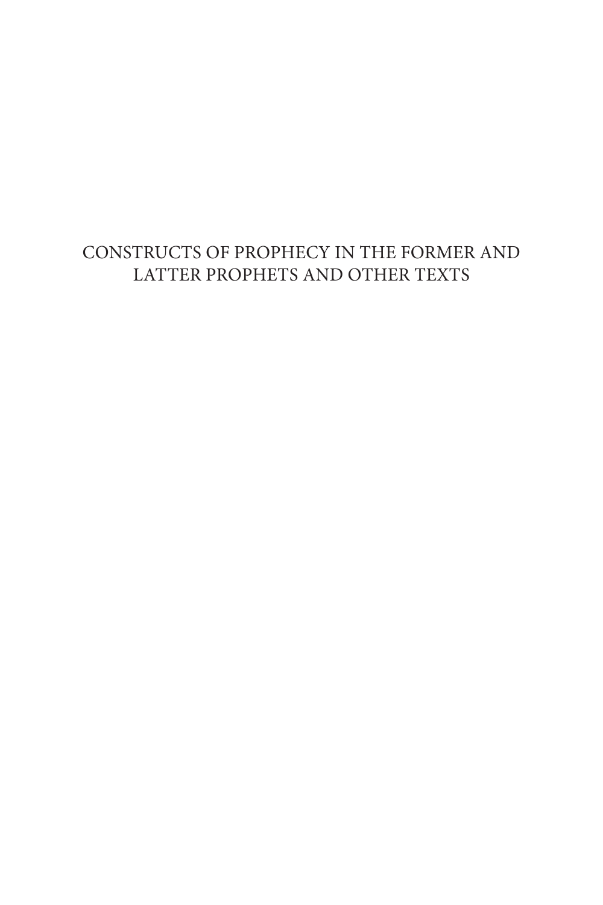# CONSTRUCTS OF PROPHECY IN THE FORMER AND LATTER PROPHETS AND OTHER TEXTS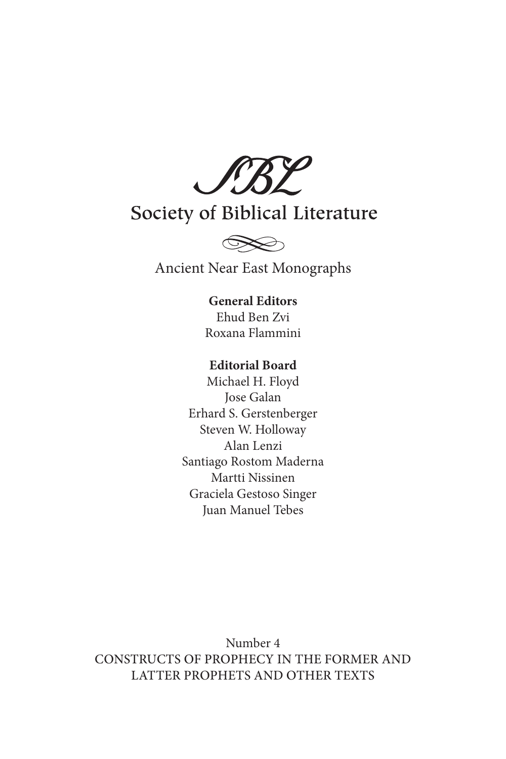SBL

# Society of Biblical Literature

Ancient Near East Monographs

**General Editors**
Ehud Ben Zvi
Roxana Flammini

**Editorial Board**
Michael H. Floyd
Jose Galan
Erhard S. Gerstenberger
Steven W. Holloway
Alan Lenzi
Santiago Rostom Maderna
Martti Nissinen
Graciela Gestoso Singer
Juan Manuel Tebes

Number 4
CONSTRUCTS OF PROPHECY IN THE FORMER AND LATTER PROPHETS AND OTHER TEXTS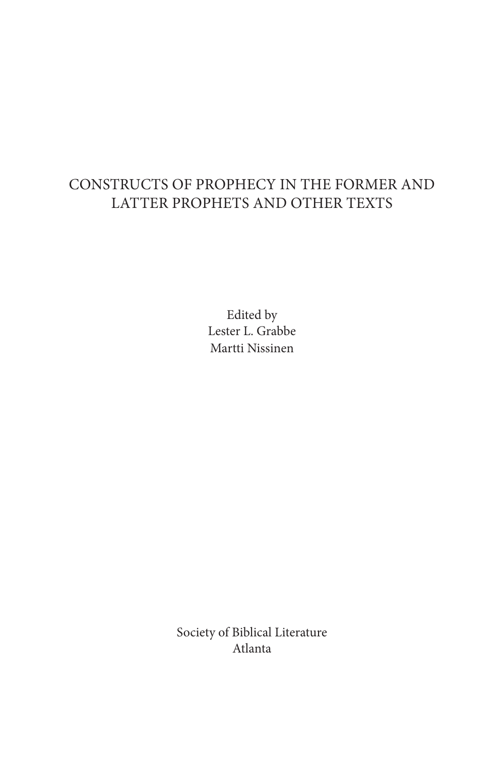# CONSTRUCTS OF PROPHECY IN THE FORMER AND LATTER PROPHETS AND OTHER TEXTS

Edited by
Lester L. Grabbe
Martti Nissinen

Society of Biblical Literature
Atlanta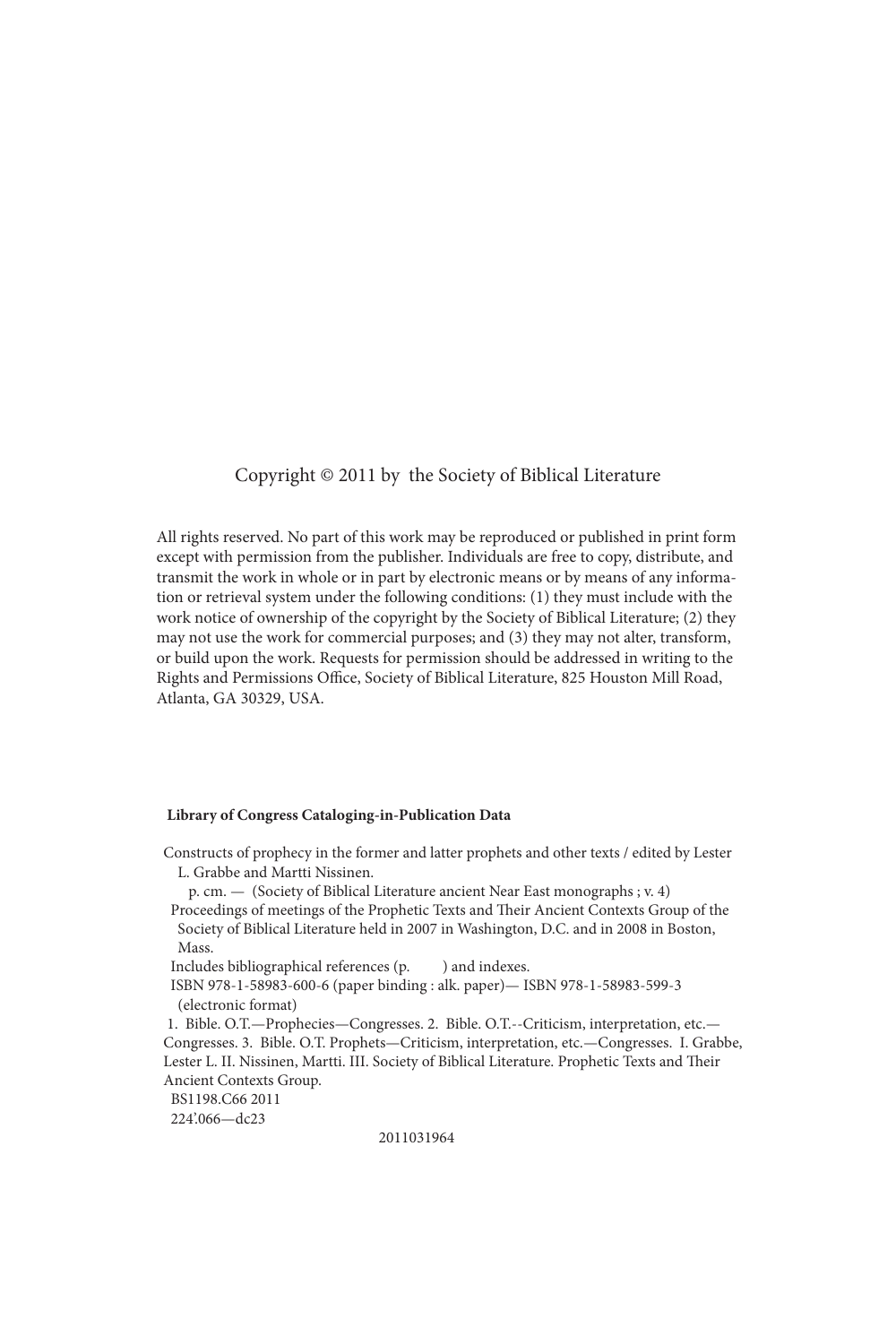Copyright © 2011 by the Society of Biblical Literature

All rights reserved. No part of this work may be reproduced or published in print form except with permission from the publisher. Individuals are free to copy, distribute, and transmit the work in whole or in part by electronic means or by means of any information or retrieval system under the following conditions: (1) they must include with the work notice of ownership of the copyright by the Society of Biblical Literature; (2) they may not use the work for commercial purposes; and (3) they may not alter, transform, or build upon the work. Requests for permission should be addressed in writing to the Rights and Permissions Office, Society of Biblical Literature, 825 Houston Mill Road, Atlanta, GA 30329, USA.

**Library of Congress Cataloging-in-Publication Data**

Constructs of prophecy in the former and latter prophets and other texts / edited by Lester L. Grabbe and Martti Nissinen.

p. cm. — (Society of Biblical Literature ancient Near East monographs ; v. 4)

Proceedings of meetings of the Prophetic Texts and Their Ancient Contexts Group of the Society of Biblical Literature held in 2007 in Washington, D.C. and in 2008 in Boston, Mass.

Includes bibliographical references (p. ) and indexes.

ISBN 978-1-58983-600-6 (paper binding : alk. paper)— ISBN 978-1-58983-599-3 (electronic format)

1. Bible. O.T.—Prophecies—Congresses. 2. Bible. O.T.--Criticism, interpretation, etc.—Congresses. 3. Bible. O.T. Prophets—Criticism, interpretation, etc.—Congresses. I. Grabbe, Lester L. II. Nissinen, Martti. III. Society of Biblical Literature. Prophetic Texts and Their Ancient Contexts Group.

BS1198.C66 2011

224'.066—dc23

2011031964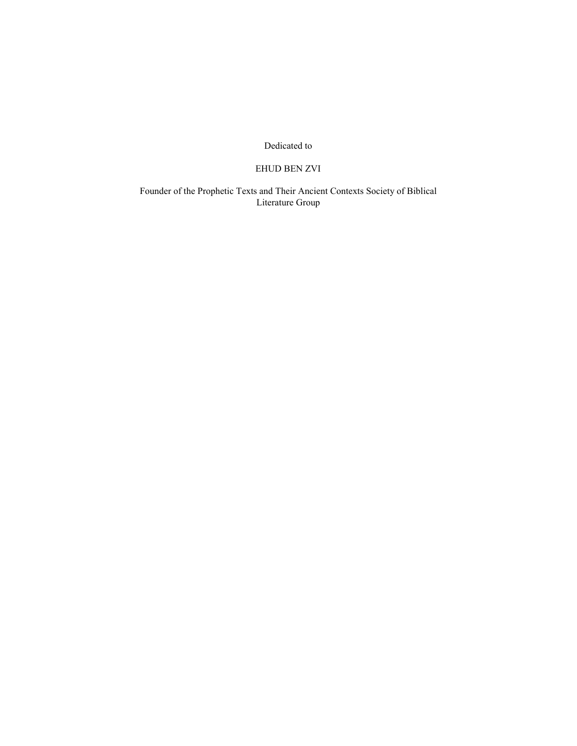Dedicated to

EHUD BEN ZVI

Founder of the Prophetic Texts and Their Ancient Contexts Society of Biblical Literature Group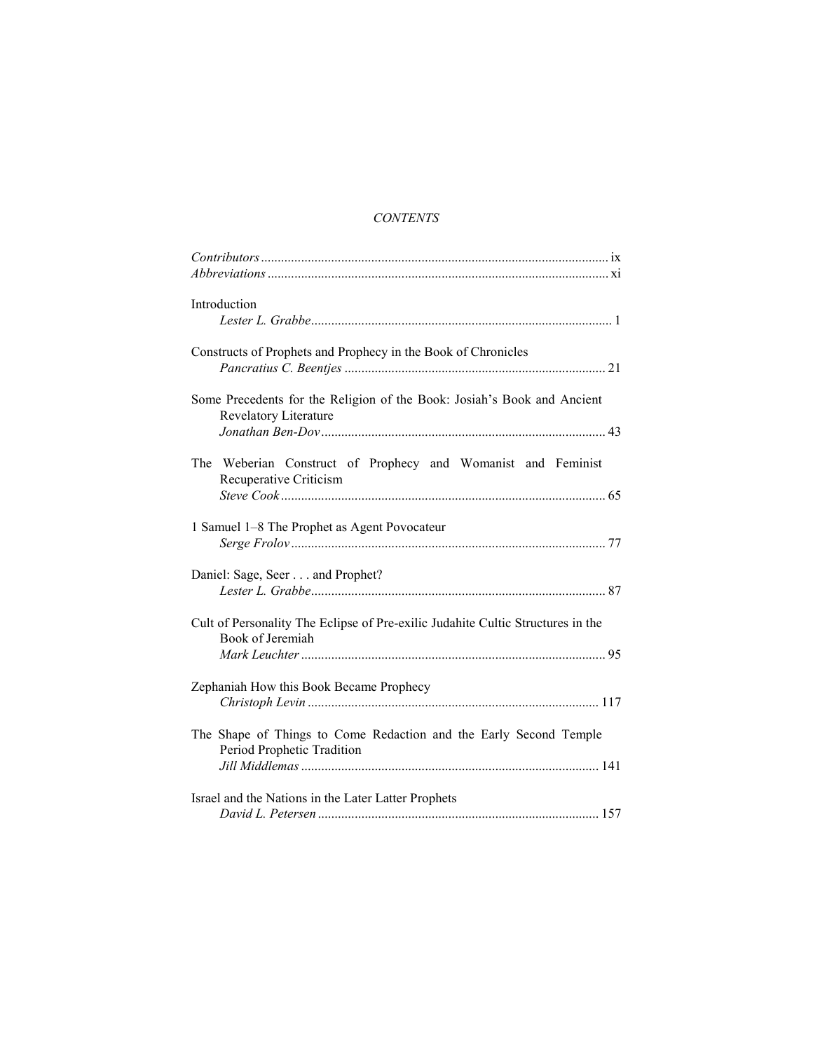# *CONTENTS*

*Contributors* ix
*Abbreviations* xi

Introduction
*Lester L. Grabbe* 1

Constructs of Prophets and Prophecy in the Book of Chronicles
*Pancratius C. Beentjes* 21

Some Precedents for the Religion of the Book: Josiah's Book and Ancient Revelatory Literature
*Jonathan Ben-Dov* 43

The Weberian Construct of Prophecy and Womanist and Feminist Recuperative Criticism
*Steve Cook* 65

1 Samuel 1–8 The Prophet as Agent Povocateur
*Serge Frolov* 77

Daniel: Sage, Seer . . . and Prophet?
*Lester L. Grabbe* 87

Cult of Personality The Eclipse of Pre-exilic Judahite Cultic Structures in the Book of Jeremiah
*Mark Leuchter* 95

Zephaniah How this Book Became Prophecy
*Christoph Levin* 117

The Shape of Things to Come Redaction and the Early Second Temple Period Prophetic Tradition
*Jill Middlemas* 141

Israel and the Nations in the Later Latter Prophets
*David L. Petersen* 157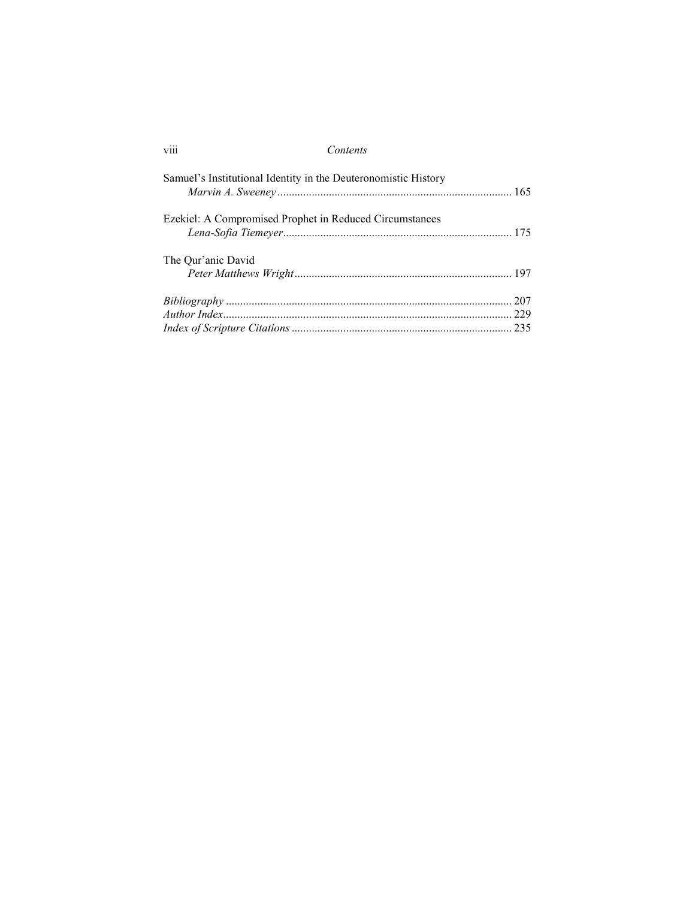Samuel's Institutional Identity in the Deuteronomistic History
*Marvin A. Sweeney* ..... 165

Ezekiel: A Compromised Prophet in Reduced Circumstances
*Lena-Sofia Tiemeyer* ..... 175

The Qur'anic David
*Peter Matthews Wright* ..... 197

*Bibliography* ..... 207
*Author Index* ..... 229
*Index of Scripture Citations* ..... 235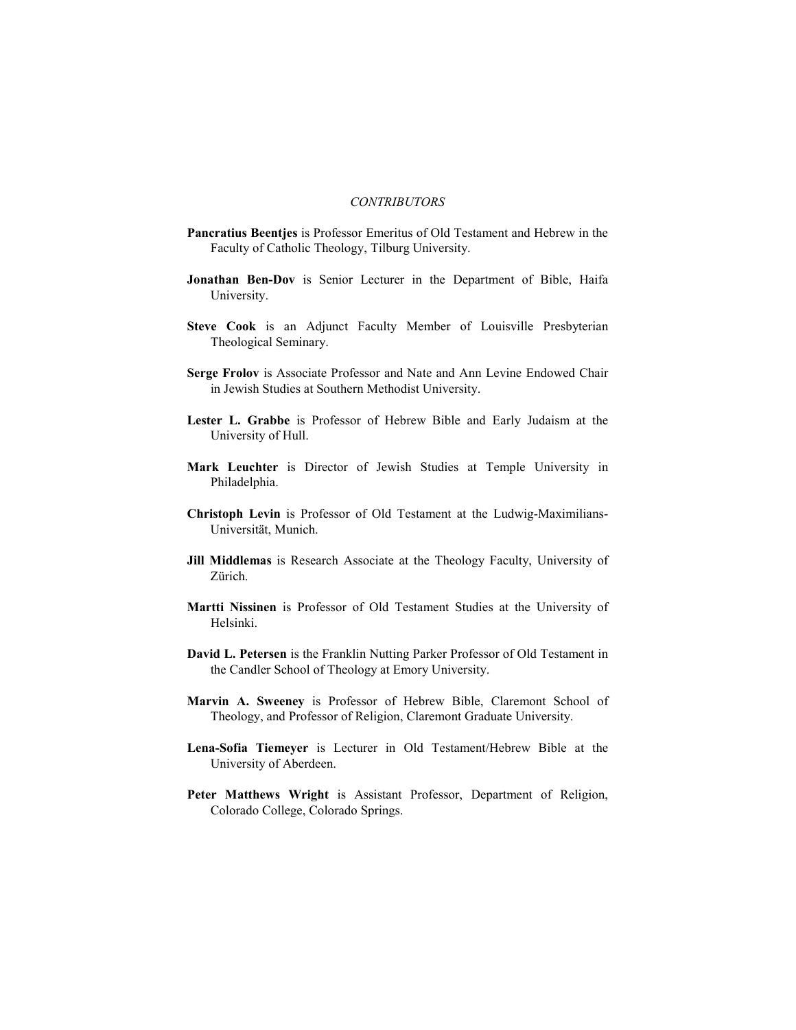*CONTRIBUTORS*

**Pancratius Beentjes** is Professor Emeritus of Old Testament and Hebrew in the Faculty of Catholic Theology, Tilburg University.

**Jonathan Ben-Dov** is Senior Lecturer in the Department of Bible, Haifa University.

**Steve Cook** is an Adjunct Faculty Member of Louisville Presbyterian Theological Seminary.

**Serge Frolov** is Associate Professor and Nate and Ann Levine Endowed Chair in Jewish Studies at Southern Methodist University.

**Lester L. Grabbe** is Professor of Hebrew Bible and Early Judaism at the University of Hull.

**Mark Leuchter** is Director of Jewish Studies at Temple University in Philadelphia.

**Christoph Levin** is Professor of Old Testament at the Ludwig-Maximilians-Universität, Munich.

**Jill Middlemas** is Research Associate at the Theology Faculty, University of Zürich.

**Martti Nissinen** is Professor of Old Testament Studies at the University of Helsinki.

**David L. Petersen** is the Franklin Nutting Parker Professor of Old Testament in the Candler School of Theology at Emory University.

**Marvin A. Sweeney** is Professor of Hebrew Bible, Claremont School of Theology, and Professor of Religion, Claremont Graduate University.

**Lena-Sofia Tiemeyer** is Lecturer in Old Testament/Hebrew Bible at the University of Aberdeen.

**Peter Matthews Wright** is Assistant Professor, Department of Religion, Colorado College, Colorado Springs.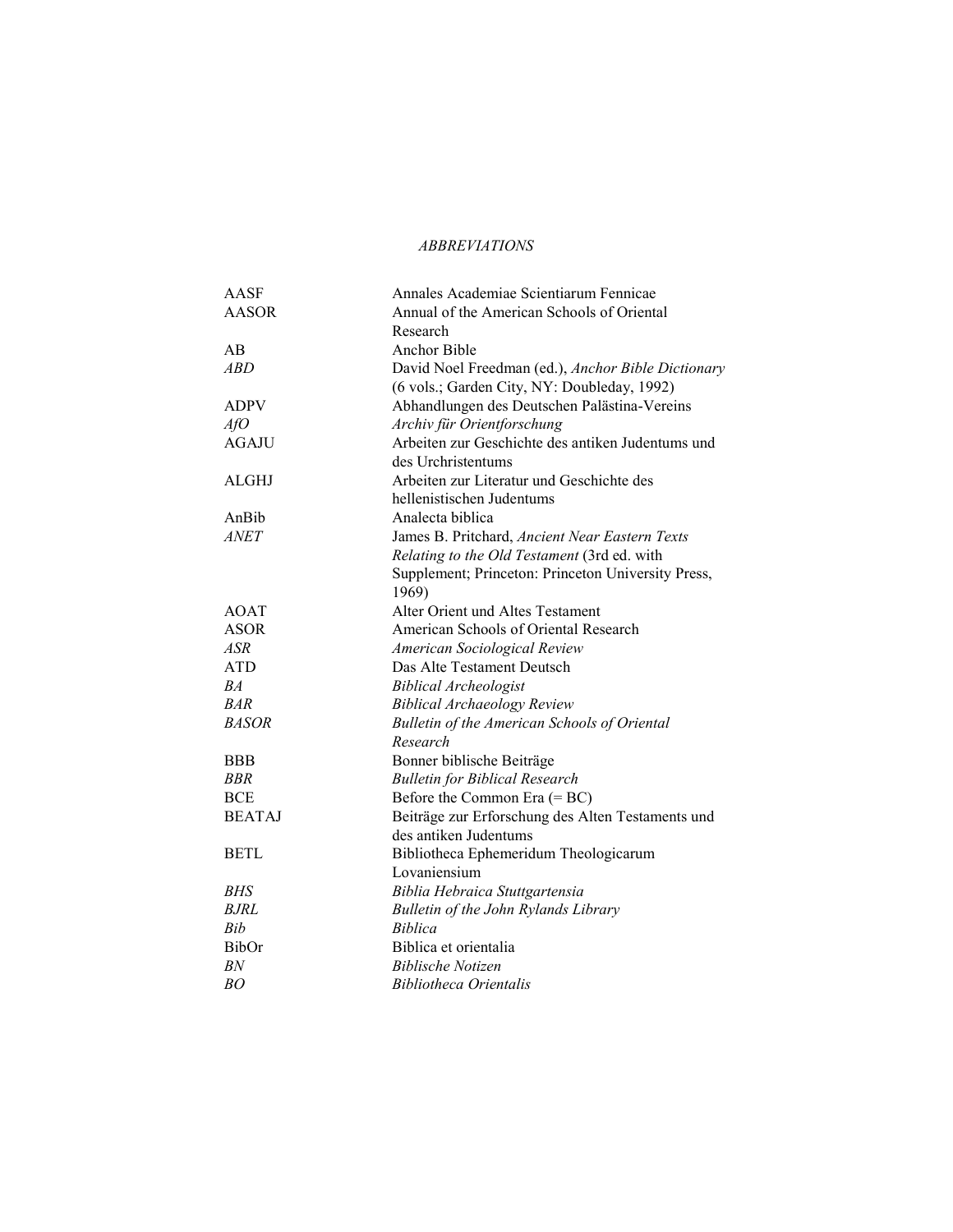# *ABBREVIATIONS*

| | |
|---|---|
| AASF | Annales Academiae Scientiarum Fennicae |
| AASOR | Annual of the American Schools of Oriental Research |
| AB | Anchor Bible |
| *ABD* | David Noel Freedman (ed.), *Anchor Bible Dictionary* (6 vols.; Garden City, NY: Doubleday, 1992) |
| ADPV | Abhandlungen des Deutschen Palästina-Vereins |
| *AfO* | *Archiv für Orientforschung* |
| AGAJU | Arbeiten zur Geschichte des antiken Judentums und des Urchristentums |
| ALGHJ | Arbeiten zur Literatur und Geschichte des hellenistischen Judentums |
| AnBib | Analecta biblica |
| *ANET* | James B. Pritchard, *Ancient Near Eastern Texts Relating to the Old Testament* (3rd ed. with Supplement; Princeton: Princeton University Press, 1969) |
| AOAT | Alter Orient und Altes Testament |
| ASOR | American Schools of Oriental Research |
| *ASR* | *American Sociological Review* |
| ATD | Das Alte Testament Deutsch |
| *BA* | *Biblical Archeologist* |
| *BAR* | *Biblical Archaeology Review* |
| *BASOR* | *Bulletin of the American Schools of Oriental Research* |
| BBB | Bonner biblische Beiträge |
| *BBR* | *Bulletin for Biblical Research* |
| BCE | Before the Common Era (= BC) |
| BEATAJ | Beiträge zur Erforschung des Alten Testaments und des antiken Judentums |
| BETL | Bibliotheca Ephemeridum Theologicarum Lovaniensium |
| *BHS* | *Biblia Hebraica Stuttgartensia* |
| *BJRL* | *Bulletin of the John Rylands Library* |
| *Bib* | *Biblica* |
| BibOr | Biblica et orientalia |
| *BN* | *Biblische Notizen* |
| *BO* | *Bibliotheca Orientalis* |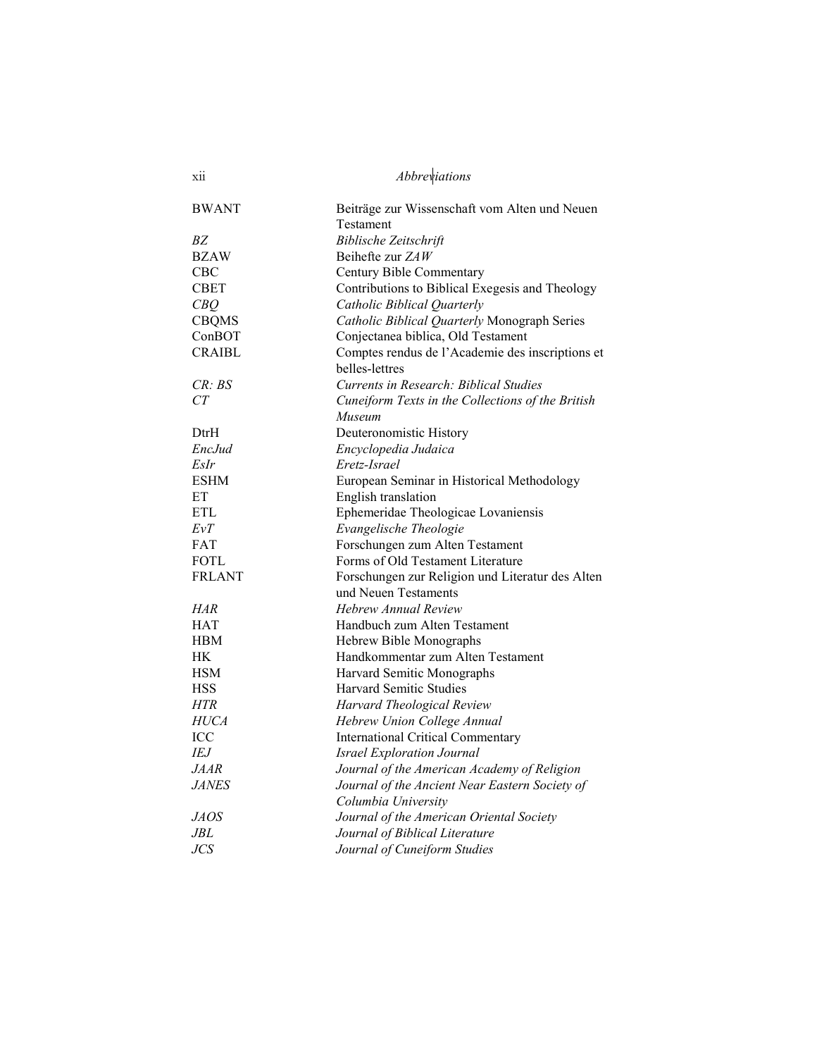| | |
|---|---|
| BWANT | Beiträge zur Wissenschaft vom Alten und Neuen Testament |
| *BZ* | *Biblische Zeitschrift* |
| BZAW | Beihefte zur *ZAW* |
| CBC | Century Bible Commentary |
| CBET | Contributions to Biblical Exegesis and Theology |
| *CBQ* | *Catholic Biblical Quarterly* |
| CBQMS | *Catholic Biblical Quarterly* Monograph Series |
| ConBOT | Conjectanea biblica, Old Testament |
| CRAIBL | Comptes rendus de l'Academie des inscriptions et belles-lettres |
| *CR: BS* | *Currents in Research: Biblical Studies* |
| *CT* | *Cuneiform Texts in the Collections of the British Museum* |
| DtrH | Deuteronomistic History |
| *EncJud* | *Encyclopedia Judaica* |
| *EsIr* | *Eretz-Israel* |
| ESHM | European Seminar in Historical Methodology |
| ET | English translation |
| ETL | Ephemeridae Theologicae Lovaniensis |
| *EvT* | *Evangelische Theologie* |
| FAT | Forschungen zum Alten Testament |
| FOTL | Forms of Old Testament Literature |
| FRLANT | Forschungen zur Religion und Literatur des Alten und Neuen Testaments |
| *HAR* | *Hebrew Annual Review* |
| HAT | Handbuch zum Alten Testament |
| HBM | Hebrew Bible Monographs |
| HK | Handkommentar zum Alten Testament |
| HSM | Harvard Semitic Monographs |
| HSS | Harvard Semitic Studies |
| *HTR* | *Harvard Theological Review* |
| *HUCA* | *Hebrew Union College Annual* |
| ICC | International Critical Commentary |
| *IEJ* | *Israel Exploration Journal* |
| *JAAR* | *Journal of the American Academy of Religion* |
| *JANES* | *Journal of the Ancient Near Eastern Society of Columbia University* |
| *JAOS* | *Journal of the American Oriental Society* |
| *JBL* | *Journal of Biblical Literature* |
| *JCS* | *Journal of Cuneiform Studies* |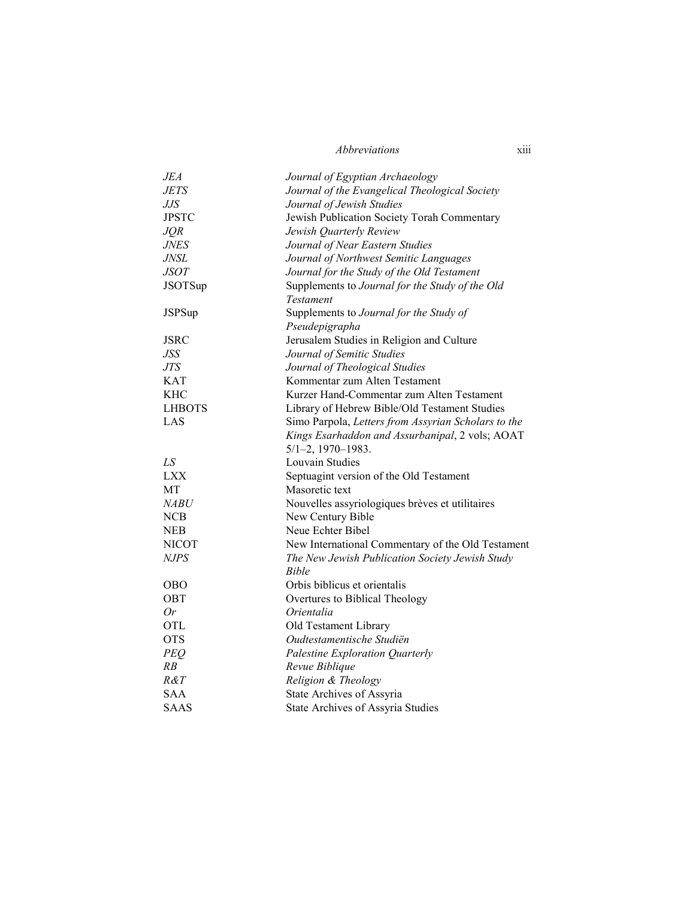| | |
|---|---|
| *JEA* | *Journal of Egyptian Archaeology* |
| *JETS* | *Journal of the Evangelical Theological Society* |
| *JJS* | *Journal of Jewish Studies* |
| JPSTC | Jewish Publication Society Torah Commentary |
| *JQR* | *Jewish Quarterly Review* |
| *JNES* | *Journal of Near Eastern Studies* |
| *JNSL* | *Journal of Northwest Semitic Languages* |
| *JSOT* | *Journal for the Study of the Old Testament* |
| JSOTSup | Supplements to *Journal for the Study of the Old Testament* |
| JSPSup | Supplements to *Journal for the Study of Pseudepigrapha* |
| JSRC | Jerusalem Studies in Religion and Culture |
| *JSS* | *Journal of Semitic Studies* |
| *JTS* | *Journal of Theological Studies* |
| KAT | Kommentar zum Alten Testament |
| KHC | Kurzer Hand-Commentar zum Alten Testament |
| LHBOTS | Library of Hebrew Bible/Old Testament Studies |
| LAS | Simo Parpola, *Letters from Assyrian Scholars to the Kings Esarhaddon and Assurbanipal*, 2 vols; AOAT 5/1–2, 1970–1983. |
| *LS* | Louvain Studies |
| LXX | Septuagint version of the Old Testament |
| MT | Masoretic text |
| *NABU* | Nouvelles assyriologiques brèves et utilitaires |
| NCB | New Century Bible |
| NEB | Neue Echter Bibel |
| NICOT | New International Commentary of the Old Testament |
| *NJPS* | *The New Jewish Publication Society Jewish Study Bible* |
| OBO | Orbis biblicus et orientalis |
| OBT | Overtures to Biblical Theology |
| *Or* | *Orientalia* |
| OTL | Old Testament Library |
| OTS | *Oudtestamentische Studiën* |
| *PEQ* | *Palestine Exploration Quarterly* |
| *RB* | *Revue Biblique* |
| *R&T* | *Religion & Theology* |
| SAA | State Archives of Assyria |
| SAAS | State Archives of Assyria Studies |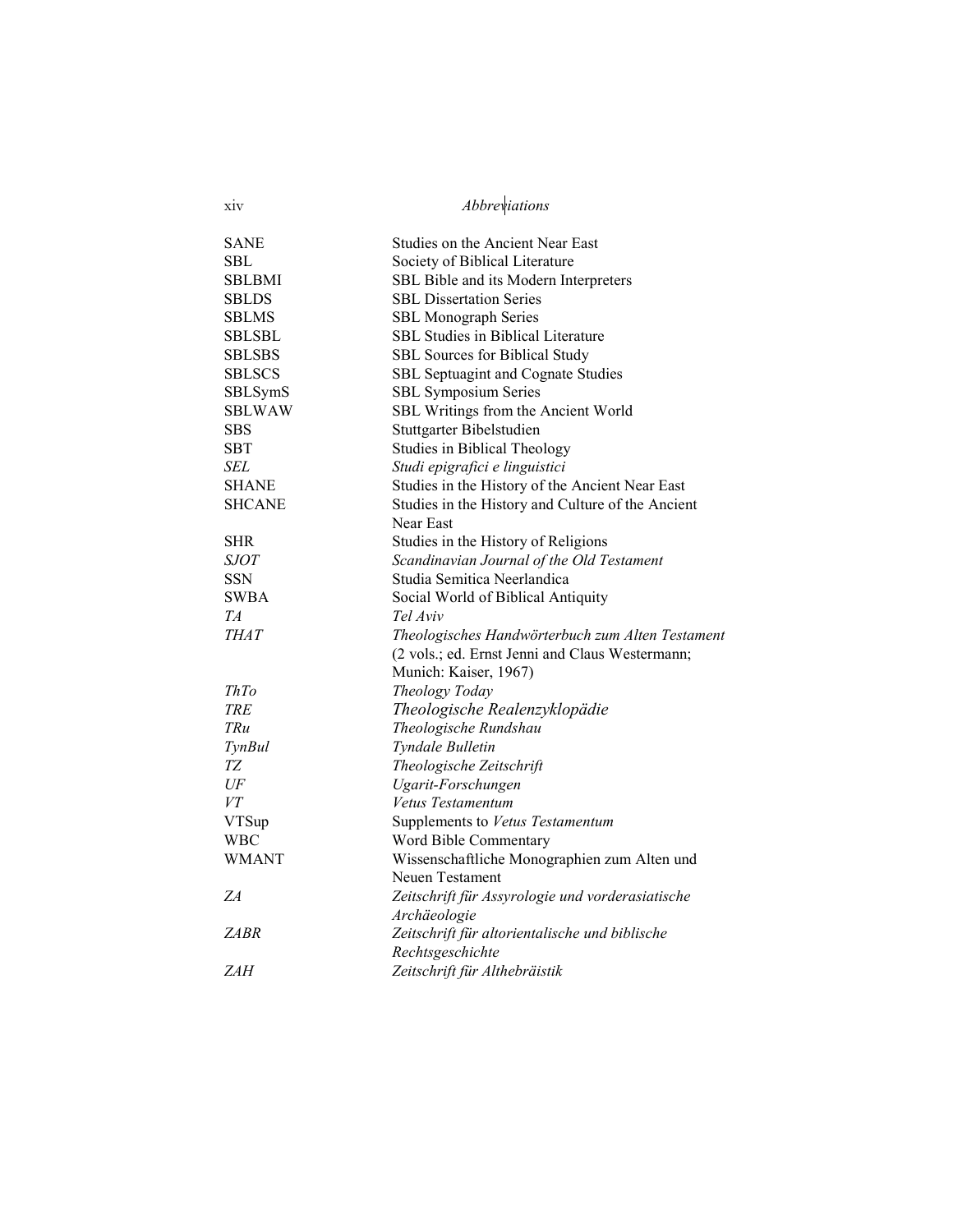| | |
|---|---|
| SANE | Studies on the Ancient Near East |
| SBL | Society of Biblical Literature |
| SBLBMI | SBL Bible and its Modern Interpreters |
| SBLDS | SBL Dissertation Series |
| SBLMS | SBL Monograph Series |
| SBLSBL | SBL Studies in Biblical Literature |
| SBLSBS | SBL Sources for Biblical Study |
| SBLSCS | SBL Septuagint and Cognate Studies |
| SBLSymS | SBL Symposium Series |
| SBLWAW | SBL Writings from the Ancient World |
| SBS | Stuttgarter Bibelstudien |
| SBT | Studies in Biblical Theology |
| *SEL* | *Studi epigrafici e linguistici* |
| SHANE | Studies in the History of the Ancient Near East |
| SHCANE | Studies in the History and Culture of the Ancient Near East |
| SHR | Studies in the History of Religions |
| *SJOT* | *Scandinavian Journal of the Old Testament* |
| SSN | Studia Semitica Neerlandica |
| SWBA | Social World of Biblical Antiquity |
| *TA* | *Tel Aviv* |
| *THAT* | *Theologisches Handwörterbuch zum Alten Testament* (2 vols.; ed. Ernst Jenni and Claus Westermann; Munich: Kaiser, 1967) |
| *ThTo* | *Theology Today* |
| *TRE* | *Theologische Realenzyklopädie* |
| *TRu* | *Theologische Rundshau* |
| *TynBul* | *Tyndale Bulletin* |
| *TZ* | *Theologische Zeitschrift* |
| *UF* | *Ugarit-Forschungen* |
| *VT* | *Vetus Testamentum* |
| VTSup | Supplements to *Vetus Testamentum* |
| WBC | Word Bible Commentary |
| WMANT | Wissenschaftliche Monographien zum Alten und Neuen Testament |
| *ZA* | *Zeitschrift für Assyrologie und vorderasiatische Archäeologie* |
| *ZABR* | *Zeitschrift für altorientalische und biblische Rechtsgeschichte* |
| *ZAH* | *Zeitschrift für Althebräistik* |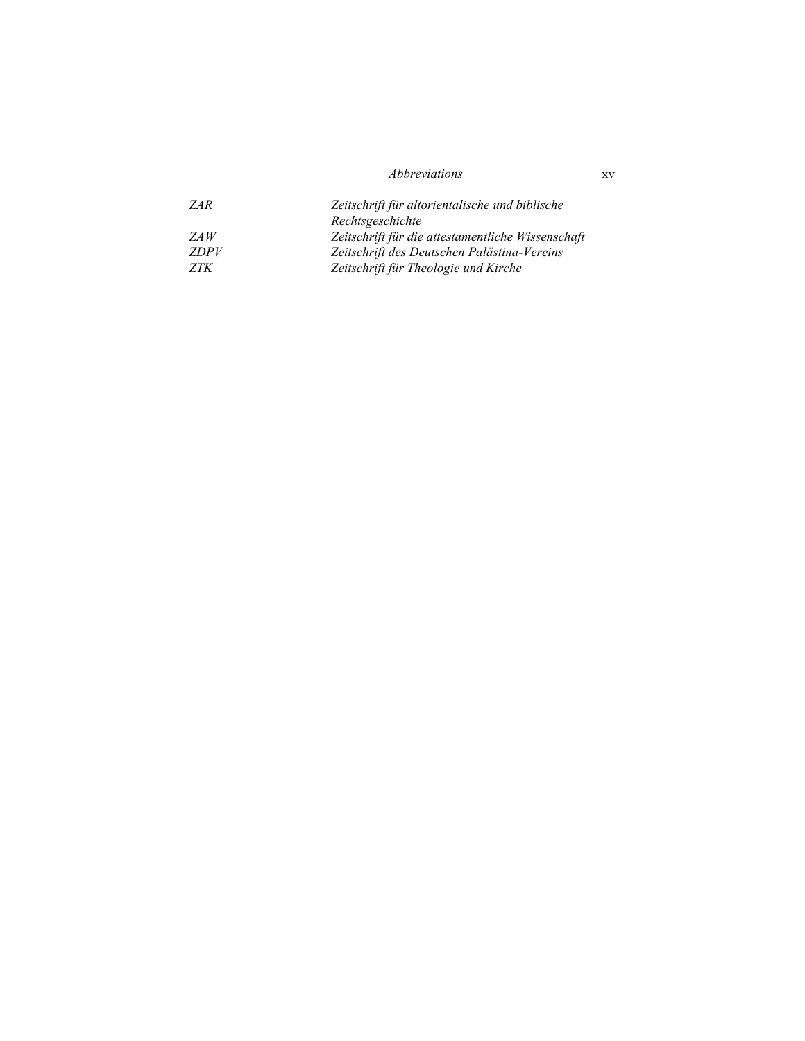| | |
|---|---|
| *ZAR* | *Zeitschrift für altorientalische und biblische Rechtsgeschichte* |
| *ZAW* | *Zeitschrift für die attestamentliche Wissenschaft* |
| *ZDPV* | *Zeitschrift des Deutschen Palästina-Vereins* |
| *ZTK* | *Zeitschrift für Theologie und Kirche* |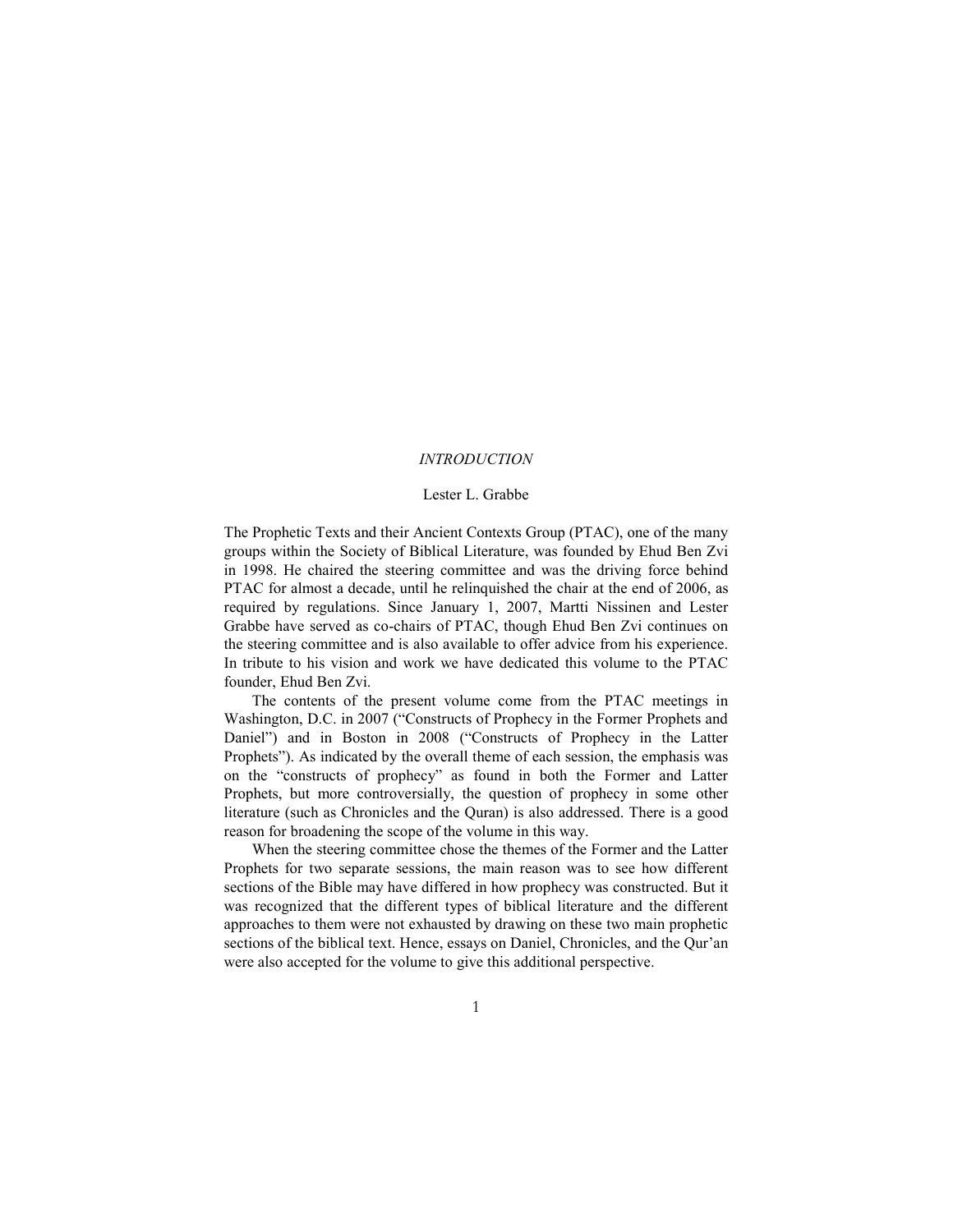# *INTRODUCTION*

Lester L. Grabbe

The Prophetic Texts and their Ancient Contexts Group (PTAC), one of the many groups within the Society of Biblical Literature, was founded by Ehud Ben Zvi in 1998. He chaired the steering committee and was the driving force behind PTAC for almost a decade, until he relinquished the chair at the end of 2006, as required by regulations. Since January 1, 2007, Martti Nissinen and Lester Grabbe have served as co-chairs of PTAC, though Ehud Ben Zvi continues on the steering committee and is also available to offer advice from his experience. In tribute to his vision and work we have dedicated this volume to the PTAC founder, Ehud Ben Zvi.

The contents of the present volume come from the PTAC meetings in Washington, D.C. in 2007 ("Constructs of Prophecy in the Former Prophets and Daniel") and in Boston in 2008 ("Constructs of Prophecy in the Latter Prophets"). As indicated by the overall theme of each session, the emphasis was on the "constructs of prophecy" as found in both the Former and Latter Prophets, but more controversially, the question of prophecy in some other literature (such as Chronicles and the Quran) is also addressed. There is a good reason for broadening the scope of the volume in this way.

When the steering committee chose the themes of the Former and the Latter Prophets for two separate sessions, the main reason was to see how different sections of the Bible may have differed in how prophecy was constructed. But it was recognized that the different types of biblical literature and the different approaches to them were not exhausted by drawing on these two main prophetic sections of the biblical text. Hence, essays on Daniel, Chronicles, and the Qur'an were also accepted for the volume to give this additional perspective.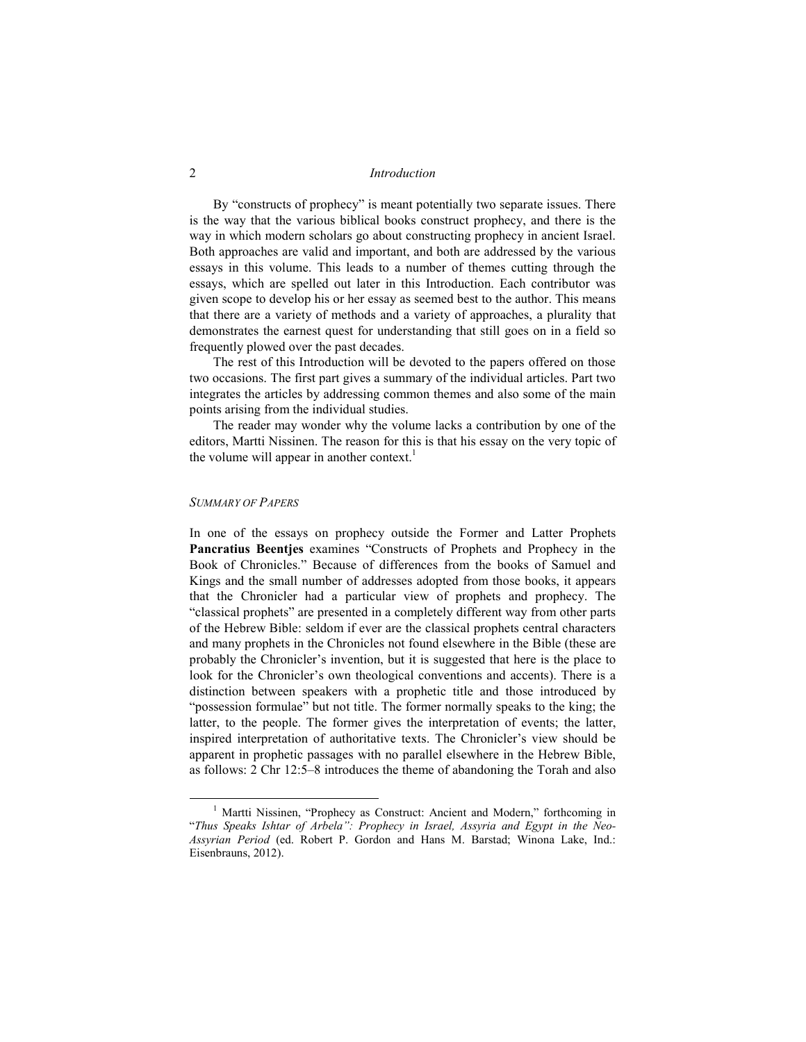By "constructs of prophecy" is meant potentially two separate issues. There is the way that the various biblical books construct prophecy, and there is the way in which modern scholars go about constructing prophecy in ancient Israel. Both approaches are valid and important, and both are addressed by the various essays in this volume. This leads to a number of themes cutting through the essays, which are spelled out later in this Introduction. Each contributor was given scope to develop his or her essay as seemed best to the author. This means that there are a variety of methods and a variety of approaches, a plurality that demonstrates the earnest quest for understanding that still goes on in a field so frequently plowed over the past decades.

The rest of this Introduction will be devoted to the papers offered on those two occasions. The first part gives a summary of the individual articles. Part two integrates the articles by addressing common themes and also some of the main points arising from the individual studies.

The reader may wonder why the volume lacks a contribution by one of the editors, Martti Nissinen. The reason for this is that his essay on the very topic of the volume will appear in another context.[1]

## *Summary of Papers*

In one of the essays on prophecy outside the Former and Latter Prophets **Pancratius Beentjes** examines "Constructs of Prophets and Prophecy in the Book of Chronicles." Because of differences from the books of Samuel and Kings and the small number of addresses adopted from those books, it appears that the Chronicler had a particular view of prophets and prophecy. The "classical prophets" are presented in a completely different way from other parts of the Hebrew Bible: seldom if ever are the classical prophets central characters and many prophets in the Chronicles not found elsewhere in the Bible (these are probably the Chronicler's invention, but it is suggested that here is the place to look for the Chronicler's own theological conventions and accents). There is a distinction between speakers with a prophetic title and those introduced by "possession formulae" but not title. The former normally speaks to the king; the latter, to the people. The former gives the interpretation of events; the latter, inspired interpretation of authoritative texts. The Chronicler's view should be apparent in prophetic passages with no parallel elsewhere in the Hebrew Bible, as follows: 2 Chr 12:5–8 introduces the theme of abandoning the Torah and also

[1] Martti Nissinen, "Prophecy as Construct: Ancient and Modern," forthcoming in "*Thus Speaks Ishtar of Arbela": Prophecy in Israel, Assyria and Egypt in the Neo-Assyrian Period* (ed. Robert P. Gordon and Hans M. Barstad; Winona Lake, Ind.: Eisenbrauns, 2012).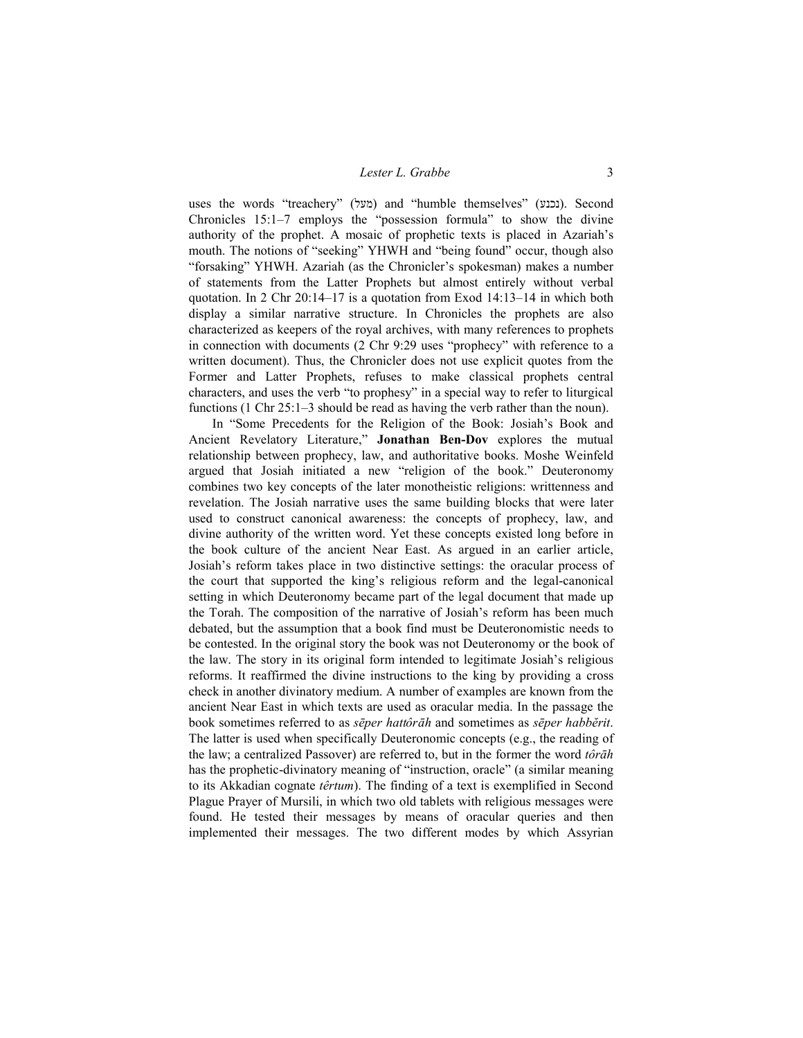uses the words "treachery" (מעל) and "humble themselves" (נכנע). Second Chronicles 15:1–7 employs the "possession formula" to show the divine authority of the prophet. A mosaic of prophetic texts is placed in Azariah's mouth. The notions of "seeking" YHWH and "being found" occur, though also "forsaking" YHWH. Azariah (as the Chronicler's spokesman) makes a number of statements from the Latter Prophets but almost entirely without verbal quotation. In 2 Chr 20:14–17 is a quotation from Exod 14:13–14 in which both display a similar narrative structure. In Chronicles the prophets are also characterized as keepers of the royal archives, with many references to prophets in connection with documents (2 Chr 9:29 uses "prophecy" with reference to a written document). Thus, the Chronicler does not use explicit quotes from the Former and Latter Prophets, refuses to make classical prophets central characters, and uses the verb "to prophesy" in a special way to refer to liturgical functions (1 Chr 25:1–3 should be read as having the verb rather than the noun).

In "Some Precedents for the Religion of the Book: Josiah's Book and Ancient Revelatory Literature," **Jonathan Ben-Dov** explores the mutual relationship between prophecy, law, and authoritative books. Moshe Weinfeld argued that Josiah initiated a new "religion of the book." Deuteronomy combines two key concepts of the later monotheistic religions: writtenness and revelation. The Josiah narrative uses the same building blocks that were later used to construct canonical awareness: the concepts of prophecy, law, and divine authority of the written word. Yet these concepts existed long before in the book culture of the ancient Near East. As argued in an earlier article, Josiah's reform takes place in two distinctive settings: the oracular process of the court that supported the king's religious reform and the legal-canonical setting in which Deuteronomy became part of the legal document that made up the Torah. The composition of the narrative of Josiah's reform has been much debated, but the assumption that a book find must be Deuteronomistic needs to be contested. In the original story the book was not Deuteronomy or the book of the law. The story in its original form intended to legitimate Josiah's religious reforms. It reaffirmed the divine instructions to the king by providing a cross check in another divinatory medium. A number of examples are known from the ancient Near East in which texts are used as oracular media. In the passage the book sometimes referred to as *sēper hattôrāh* and sometimes as *sēper habbĕrit*. The latter is used when specifically Deuteronomic concepts (e.g., the reading of the law; a centralized Passover) are referred to, but in the former the word *tôrāh* has the prophetic-divinatory meaning of "instruction, oracle" (a similar meaning to its Akkadian cognate *têrtum*). The finding of a text is exemplified in Second Plague Prayer of Mursili, in which two old tablets with religious messages were found. He tested their messages by means of oracular queries and then implemented their messages. The two different modes by which Assyrian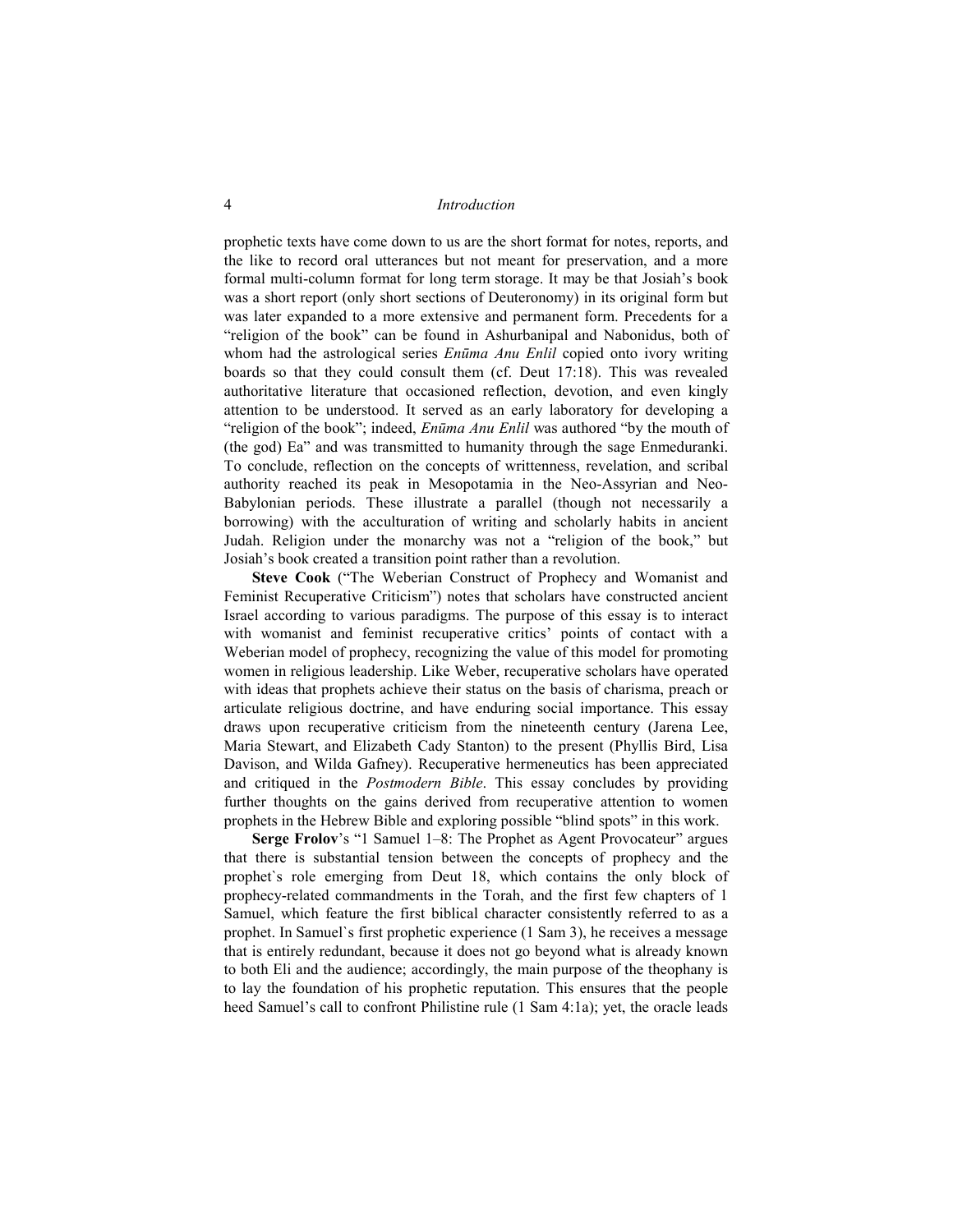prophetic texts have come down to us are the short format for notes, reports, and the like to record oral utterances but not meant for preservation, and a more formal multi-column format for long term storage. It may be that Josiah's book was a short report (only short sections of Deuteronomy) in its original form but was later expanded to a more extensive and permanent form. Precedents for a "religion of the book" can be found in Ashurbanipal and Nabonidus, both of whom had the astrological series *Enūma Anu Enlil* copied onto ivory writing boards so that they could consult them (cf. Deut 17:18). This was revealed authoritative literature that occasioned reflection, devotion, and even kingly attention to be understood. It served as an early laboratory for developing a "religion of the book"; indeed, *Enūma Anu Enlil* was authored "by the mouth of (the god) Ea" and was transmitted to humanity through the sage Enmeduranki. To conclude, reflection on the concepts of writtenness, revelation, and scribal authority reached its peak in Mesopotamia in the Neo-Assyrian and Neo-Babylonian periods. These illustrate a parallel (though not necessarily a borrowing) with the acculturation of writing and scholarly habits in ancient Judah. Religion under the monarchy was not a "religion of the book," but Josiah's book created a transition point rather than a revolution.

**Steve Cook** ("The Weberian Construct of Prophecy and Womanist and Feminist Recuperative Criticism") notes that scholars have constructed ancient Israel according to various paradigms. The purpose of this essay is to interact with womanist and feminist recuperative critics' points of contact with a Weberian model of prophecy, recognizing the value of this model for promoting women in religious leadership. Like Weber, recuperative scholars have operated with ideas that prophets achieve their status on the basis of charisma, preach or articulate religious doctrine, and have enduring social importance. This essay draws upon recuperative criticism from the nineteenth century (Jarena Lee, Maria Stewart, and Elizabeth Cady Stanton) to the present (Phyllis Bird, Lisa Davison, and Wilda Gafney). Recuperative hermeneutics has been appreciated and critiqued in the *Postmodern Bible*. This essay concludes by providing further thoughts on the gains derived from recuperative attention to women prophets in the Hebrew Bible and exploring possible "blind spots" in this work.

**Serge Frolov**'s "1 Samuel 1–8: The Prophet as Agent Provocateur" argues that there is substantial tension between the concepts of prophecy and the prophet`s role emerging from Deut 18, which contains the only block of prophecy-related commandments in the Torah, and the first few chapters of 1 Samuel, which feature the first biblical character consistently referred to as a prophet. In Samuel`s first prophetic experience (1 Sam 3), he receives a message that is entirely redundant, because it does not go beyond what is already known to both Eli and the audience; accordingly, the main purpose of the theophany is to lay the foundation of his prophetic reputation. This ensures that the people heed Samuel's call to confront Philistine rule (1 Sam 4:1a); yet, the oracle leads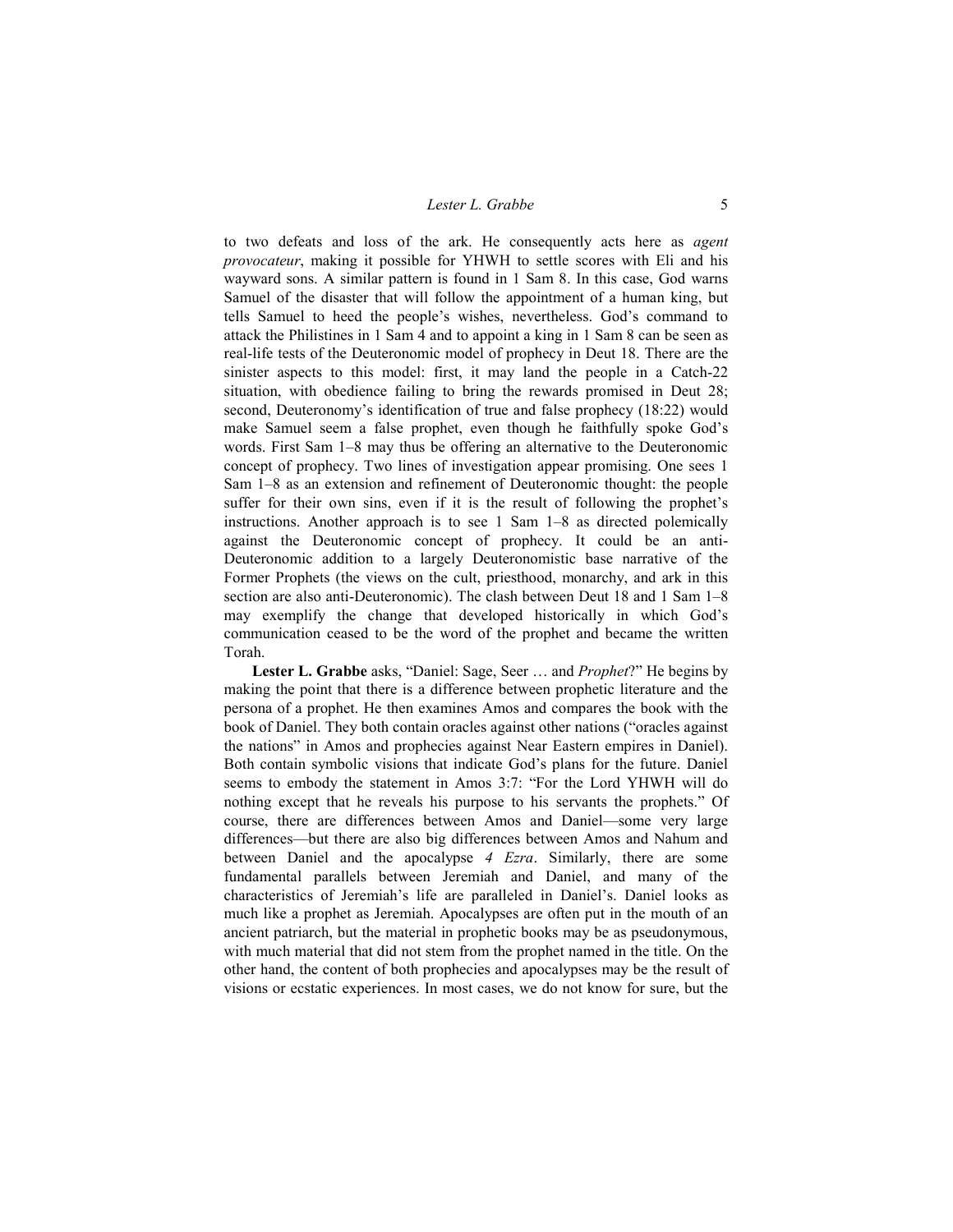to two defeats and loss of the ark. He consequently acts here as *agent provocateur*, making it possible for YHWH to settle scores with Eli and his wayward sons. A similar pattern is found in 1 Sam 8. In this case, God warns Samuel of the disaster that will follow the appointment of a human king, but tells Samuel to heed the people's wishes, nevertheless. God's command to attack the Philistines in 1 Sam 4 and to appoint a king in 1 Sam 8 can be seen as real-life tests of the Deuteronomic model of prophecy in Deut 18. There are the sinister aspects to this model: first, it may land the people in a Catch-22 situation, with obedience failing to bring the rewards promised in Deut 28; second, Deuteronomy's identification of true and false prophecy (18:22) would make Samuel seem a false prophet, even though he faithfully spoke God's words. First Sam 1–8 may thus be offering an alternative to the Deuteronomic concept of prophecy. Two lines of investigation appear promising. One sees 1 Sam 1–8 as an extension and refinement of Deuteronomic thought: the people suffer for their own sins, even if it is the result of following the prophet's instructions. Another approach is to see 1 Sam 1–8 as directed polemically against the Deuteronomic concept of prophecy. It could be an anti-Deuteronomic addition to a largely Deuteronomistic base narrative of the Former Prophets (the views on the cult, priesthood, monarchy, and ark in this section are also anti-Deuteronomic). The clash between Deut 18 and 1 Sam 1–8 may exemplify the change that developed historically in which God's communication ceased to be the word of the prophet and became the written Torah.

**Lester L. Grabbe** asks, "Daniel: Sage, Seer … and *Prophet*?" He begins by making the point that there is a difference between prophetic literature and the persona of a prophet. He then examines Amos and compares the book with the book of Daniel. They both contain oracles against other nations ("oracles against the nations" in Amos and prophecies against Near Eastern empires in Daniel). Both contain symbolic visions that indicate God's plans for the future. Daniel seems to embody the statement in Amos 3:7: "For the Lord YHWH will do nothing except that he reveals his purpose to his servants the prophets." Of course, there are differences between Amos and Daniel—some very large differences—but there are also big differences between Amos and Nahum and between Daniel and the apocalypse *4 Ezra*. Similarly, there are some fundamental parallels between Jeremiah and Daniel, and many of the characteristics of Jeremiah's life are paralleled in Daniel's. Daniel looks as much like a prophet as Jeremiah. Apocalypses are often put in the mouth of an ancient patriarch, but the material in prophetic books may be as pseudonymous, with much material that did not stem from the prophet named in the title. On the other hand, the content of both prophecies and apocalypses may be the result of visions or ecstatic experiences. In most cases, we do not know for sure, but the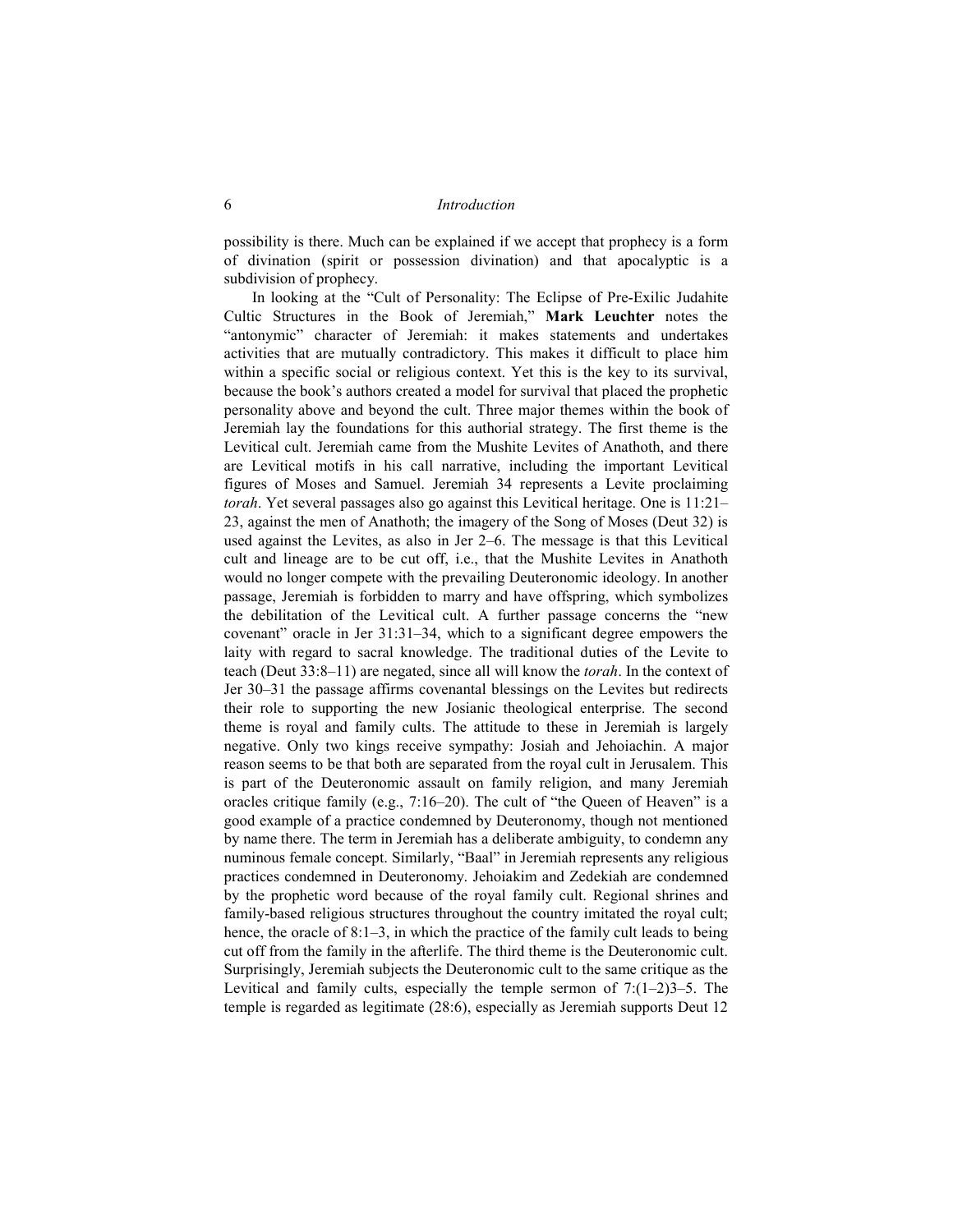possibility is there. Much can be explained if we accept that prophecy is a form of divination (spirit or possession divination) and that apocalyptic is a subdivision of prophecy.

In looking at the "Cult of Personality: The Eclipse of Pre-Exilic Judahite Cultic Structures in the Book of Jeremiah," **Mark Leuchter** notes the "antonymic" character of Jeremiah: it makes statements and undertakes activities that are mutually contradictory. This makes it difficult to place him within a specific social or religious context. Yet this is the key to its survival, because the book's authors created a model for survival that placed the prophetic personality above and beyond the cult. Three major themes within the book of Jeremiah lay the foundations for this authorial strategy. The first theme is the Levitical cult. Jeremiah came from the Mushite Levites of Anathoth, and there are Levitical motifs in his call narrative, including the important Levitical figures of Moses and Samuel. Jeremiah 34 represents a Levite proclaiming *torah*. Yet several passages also go against this Levitical heritage. One is 11:21–23, against the men of Anathoth; the imagery of the Song of Moses (Deut 32) is used against the Levites, as also in Jer 2–6. The message is that this Levitical cult and lineage are to be cut off, i.e., that the Mushite Levites in Anathoth would no longer compete with the prevailing Deuteronomic ideology. In another passage, Jeremiah is forbidden to marry and have offspring, which symbolizes the debilitation of the Levitical cult. A further passage concerns the "new covenant" oracle in Jer 31:31–34, which to a significant degree empowers the laity with regard to sacral knowledge. The traditional duties of the Levite to teach (Deut 33:8–11) are negated, since all will know the *torah*. In the context of Jer 30–31 the passage affirms covenantal blessings on the Levites but redirects their role to supporting the new Josianic theological enterprise. The second theme is royal and family cults. The attitude to these in Jeremiah is largely negative. Only two kings receive sympathy: Josiah and Jehoiachin. A major reason seems to be that both are separated from the royal cult in Jerusalem. This is part of the Deuteronomic assault on family religion, and many Jeremiah oracles critique family (e.g., 7:16–20). The cult of "the Queen of Heaven" is a good example of a practice condemned by Deuteronomy, though not mentioned by name there. The term in Jeremiah has a deliberate ambiguity, to condemn any numinous female concept. Similarly, "Baal" in Jeremiah represents any religious practices condemned in Deuteronomy. Jehoiakim and Zedekiah are condemned by the prophetic word because of the royal family cult. Regional shrines and family-based religious structures throughout the country imitated the royal cult; hence, the oracle of 8:1–3, in which the practice of the family cult leads to being cut off from the family in the afterlife. The third theme is the Deuteronomic cult. Surprisingly, Jeremiah subjects the Deuteronomic cult to the same critique as the Levitical and family cults, especially the temple sermon of 7:(1–2)3–5. The temple is regarded as legitimate (28:6), especially as Jeremiah supports Deut 12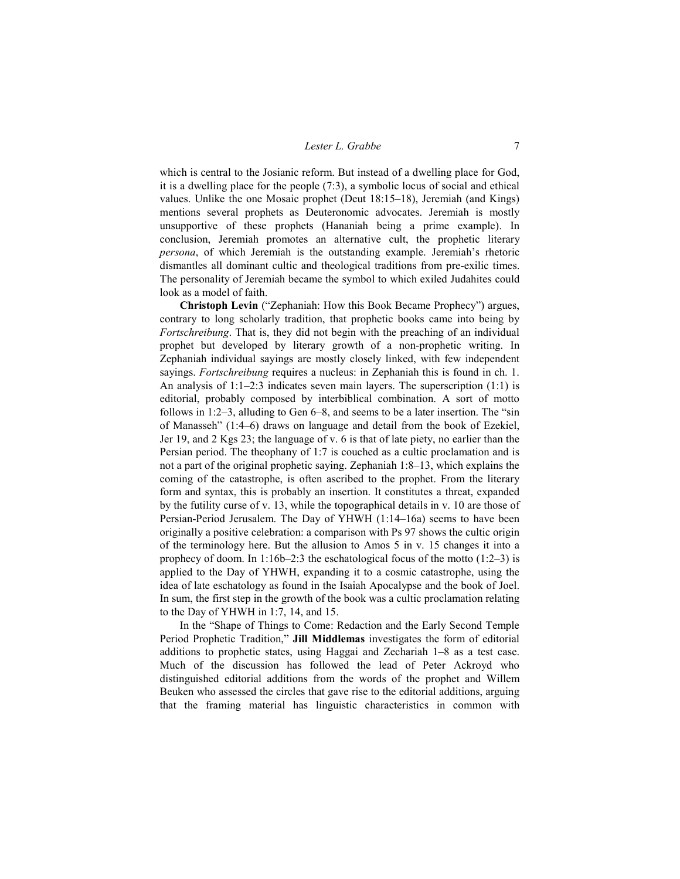which is central to the Josianic reform. But instead of a dwelling place for God, it is a dwelling place for the people (7:3), a symbolic locus of social and ethical values. Unlike the one Mosaic prophet (Deut 18:15–18), Jeremiah (and Kings) mentions several prophets as Deuteronomic advocates. Jeremiah is mostly unsupportive of these prophets (Hananiah being a prime example). In conclusion, Jeremiah promotes an alternative cult, the prophetic literary *persona*, of which Jeremiah is the outstanding example. Jeremiah's rhetoric dismantles all dominant cultic and theological traditions from pre-exilic times. The personality of Jeremiah became the symbol to which exiled Judahites could look as a model of faith.

**Christoph Levin** ("Zephaniah: How this Book Became Prophecy") argues, contrary to long scholarly tradition, that prophetic books came into being by *Fortschreibung*. That is, they did not begin with the preaching of an individual prophet but developed by literary growth of a non-prophetic writing. In Zephaniah individual sayings are mostly closely linked, with few independent sayings. *Fortschreibung* requires a nucleus: in Zephaniah this is found in ch. 1. An analysis of 1:1–2:3 indicates seven main layers. The superscription (1:1) is editorial, probably composed by interbiblical combination. A sort of motto follows in 1:2–3, alluding to Gen 6–8, and seems to be a later insertion. The "sin of Manasseh" (1:4–6) draws on language and detail from the book of Ezekiel, Jer 19, and 2 Kgs 23; the language of v. 6 is that of late piety, no earlier than the Persian period. The theophany of 1:7 is couched as a cultic proclamation and is not a part of the original prophetic saying. Zephaniah 1:8–13, which explains the coming of the catastrophe, is often ascribed to the prophet. From the literary form and syntax, this is probably an insertion. It constitutes a threat, expanded by the futility curse of v. 13, while the topographical details in v. 10 are those of Persian-Period Jerusalem. The Day of YHWH (1:14–16a) seems to have been originally a positive celebration: a comparison with Ps 97 shows the cultic origin of the terminology here. But the allusion to Amos 5 in v. 15 changes it into a prophecy of doom. In 1:16b–2:3 the eschatological focus of the motto (1:2–3) is applied to the Day of YHWH, expanding it to a cosmic catastrophe, using the idea of late eschatology as found in the Isaiah Apocalypse and the book of Joel. In sum, the first step in the growth of the book was a cultic proclamation relating to the Day of YHWH in 1:7, 14, and 15.

In the "Shape of Things to Come: Redaction and the Early Second Temple Period Prophetic Tradition," **Jill Middlemas** investigates the form of editorial additions to prophetic states, using Haggai and Zechariah 1–8 as a test case. Much of the discussion has followed the lead of Peter Ackroyd who distinguished editorial additions from the words of the prophet and Willem Beuken who assessed the circles that gave rise to the editorial additions, arguing that the framing material has linguistic characteristics in common with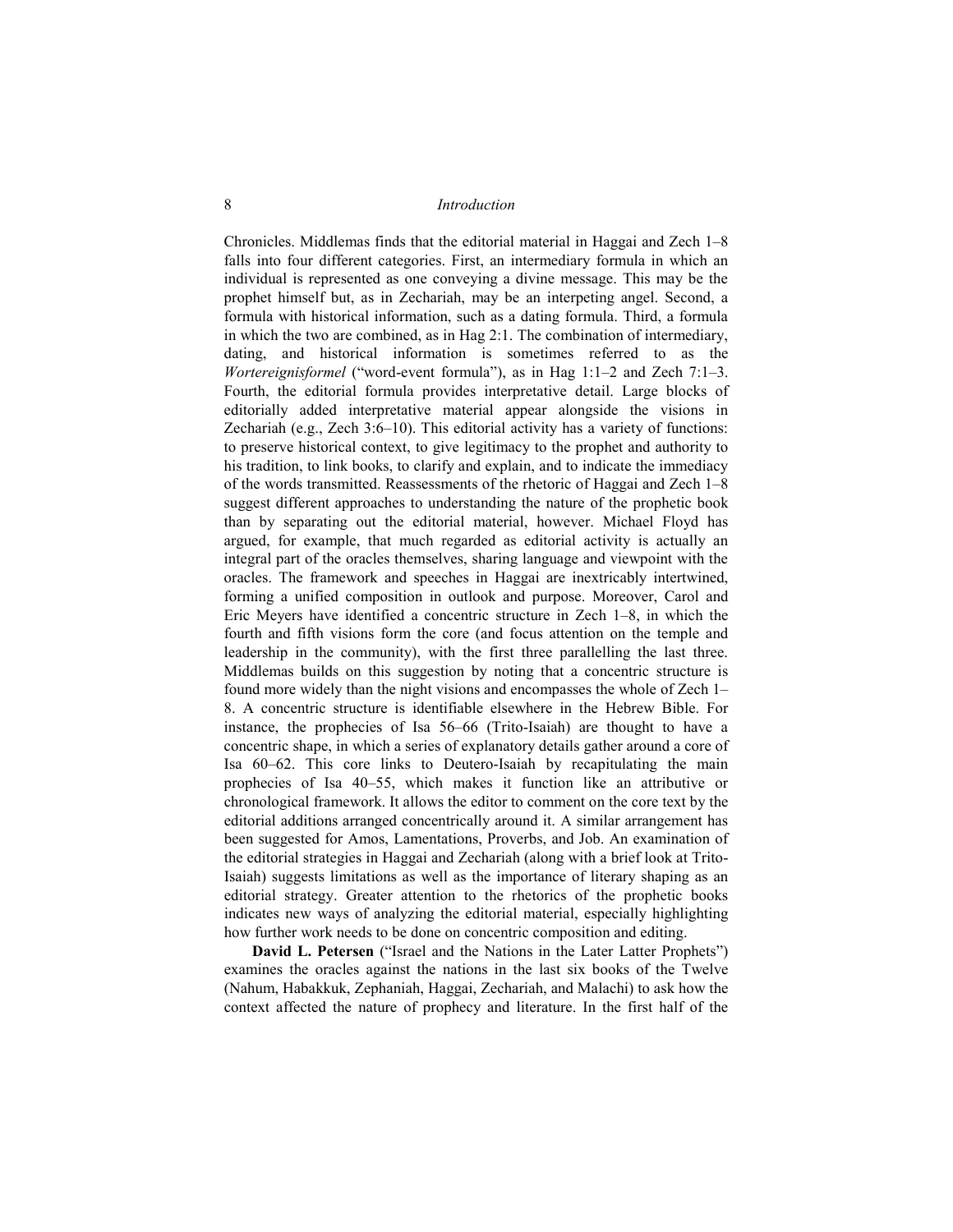Chronicles. Middlemas finds that the editorial material in Haggai and Zech 1–8 falls into four different categories. First, an intermediary formula in which an individual is represented as one conveying a divine message. This may be the prophet himself but, as in Zechariah, may be an interpeting angel. Second, a formula with historical information, such as a dating formula. Third, a formula in which the two are combined, as in Hag 2:1. The combination of intermediary, dating, and historical information is sometimes referred to as the *Wortereignisformel* ("word-event formula"), as in Hag 1:1–2 and Zech 7:1–3. Fourth, the editorial formula provides interpretative detail. Large blocks of editorially added interpretative material appear alongside the visions in Zechariah (e.g., Zech 3:6–10). This editorial activity has a variety of functions: to preserve historical context, to give legitimacy to the prophet and authority to his tradition, to link books, to clarify and explain, and to indicate the immediacy of the words transmitted. Reassessments of the rhetoric of Haggai and Zech 1–8 suggest different approaches to understanding the nature of the prophetic book than by separating out the editorial material, however. Michael Floyd has argued, for example, that much regarded as editorial activity is actually an integral part of the oracles themselves, sharing language and viewpoint with the oracles. The framework and speeches in Haggai are inextricably intertwined, forming a unified composition in outlook and purpose. Moreover, Carol and Eric Meyers have identified a concentric structure in Zech 1–8, in which the fourth and fifth visions form the core (and focus attention on the temple and leadership in the community), with the first three parallelling the last three. Middlemas builds on this suggestion by noting that a concentric structure is found more widely than the night visions and encompasses the whole of Zech 1–8. A concentric structure is identifiable elsewhere in the Hebrew Bible. For instance, the prophecies of Isa 56–66 (Trito-Isaiah) are thought to have a concentric shape, in which a series of explanatory details gather around a core of Isa 60–62. This core links to Deutero-Isaiah by recapitulating the main prophecies of Isa 40–55, which makes it function like an attributive or chronological framework. It allows the editor to comment on the core text by the editorial additions arranged concentrically around it. A similar arrangement has been suggested for Amos, Lamentations, Proverbs, and Job. An examination of the editorial strategies in Haggai and Zechariah (along with a brief look at Trito-Isaiah) suggests limitations as well as the importance of literary shaping as an editorial strategy. Greater attention to the rhetorics of the prophetic books indicates new ways of analyzing the editorial material, especially highlighting how further work needs to be done on concentric composition and editing.

**David L. Petersen** ("Israel and the Nations in the Later Latter Prophets") examines the oracles against the nations in the last six books of the Twelve (Nahum, Habakkuk, Zephaniah, Haggai, Zechariah, and Malachi) to ask how the context affected the nature of prophecy and literature. In the first half of the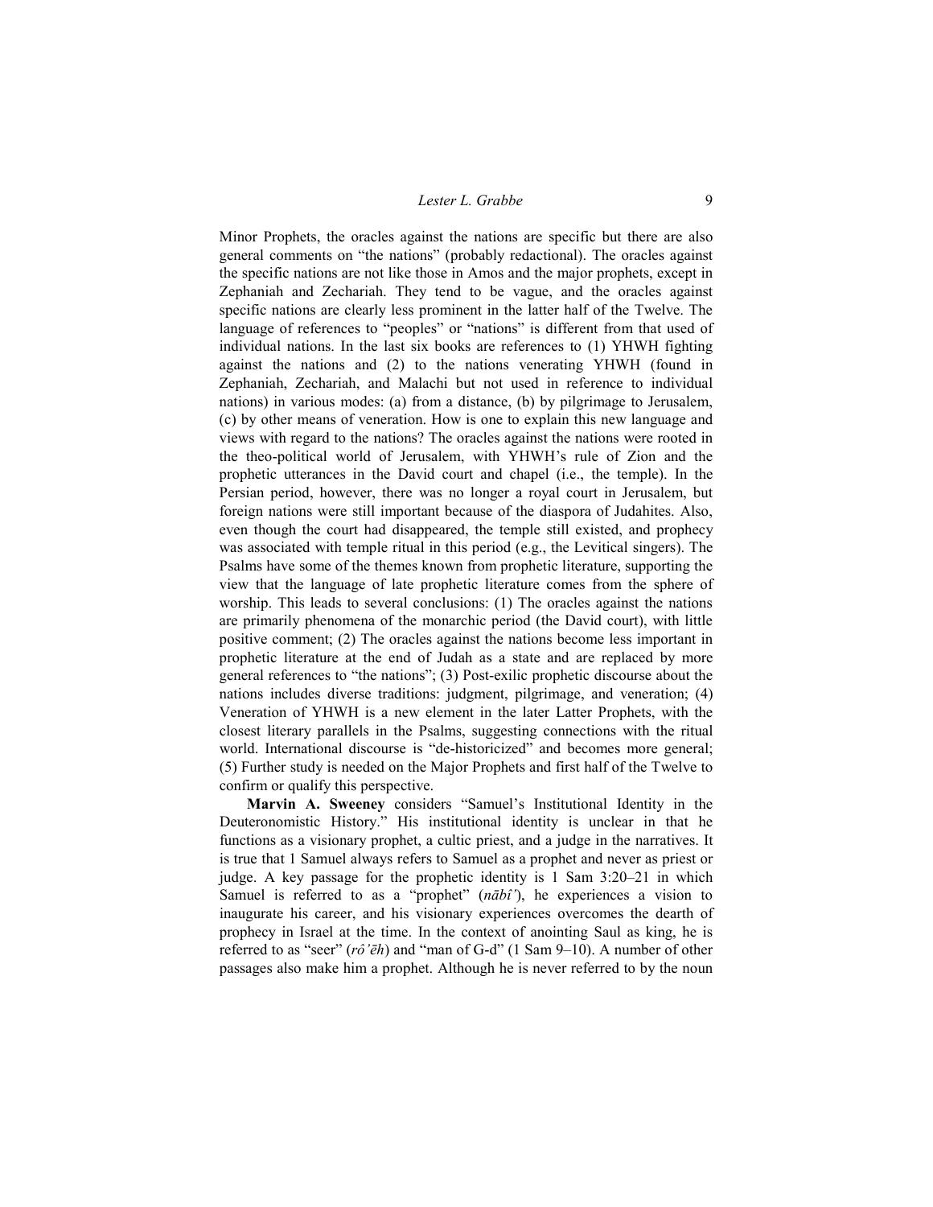Minor Prophets, the oracles against the nations are specific but there are also general comments on "the nations" (probably redactional). The oracles against the specific nations are not like those in Amos and the major prophets, except in Zephaniah and Zechariah. They tend to be vague, and the oracles against specific nations are clearly less prominent in the latter half of the Twelve. The language of references to "peoples" or "nations" is different from that used of individual nations. In the last six books are references to (1) YHWH fighting against the nations and (2) to the nations venerating YHWH (found in Zephaniah, Zechariah, and Malachi but not used in reference to individual nations) in various modes: (a) from a distance, (b) by pilgrimage to Jerusalem, (c) by other means of veneration. How is one to explain this new language and views with regard to the nations? The oracles against the nations were rooted in the theo-political world of Jerusalem, with YHWH's rule of Zion and the prophetic utterances in the David court and chapel (i.e., the temple). In the Persian period, however, there was no longer a royal court in Jerusalem, but foreign nations were still important because of the diaspora of Judahites. Also, even though the court had disappeared, the temple still existed, and prophecy was associated with temple ritual in this period (e.g., the Levitical singers). The Psalms have some of the themes known from prophetic literature, supporting the view that the language of late prophetic literature comes from the sphere of worship. This leads to several conclusions: (1) The oracles against the nations are primarily phenomena of the monarchic period (the David court), with little positive comment; (2) The oracles against the nations become less important in prophetic literature at the end of Judah as a state and are replaced by more general references to "the nations"; (3) Post-exilic prophetic discourse about the nations includes diverse traditions: judgment, pilgrimage, and veneration; (4) Veneration of YHWH is a new element in the later Latter Prophets, with the closest literary parallels in the Psalms, suggesting connections with the ritual world. International discourse is "de-historicized" and becomes more general; (5) Further study is needed on the Major Prophets and first half of the Twelve to confirm or qualify this perspective.

**Marvin A. Sweeney** considers "Samuel's Institutional Identity in the Deuteronomistic History." His institutional identity is unclear in that he functions as a visionary prophet, a cultic priest, and a judge in the narratives. It is true that 1 Samuel always refers to Samuel as a prophet and never as priest or judge. A key passage for the prophetic identity is 1 Sam 3:20–21 in which Samuel is referred to as a "prophet" (*nābîʾ*), he experiences a vision to inaugurate his career, and his visionary experiences overcomes the dearth of prophecy in Israel at the time. In the context of anointing Saul as king, he is referred to as "seer" (*rôʾēh*) and "man of G-d" (1 Sam 9–10). A number of other passages also make him a prophet. Although he is never referred to by the noun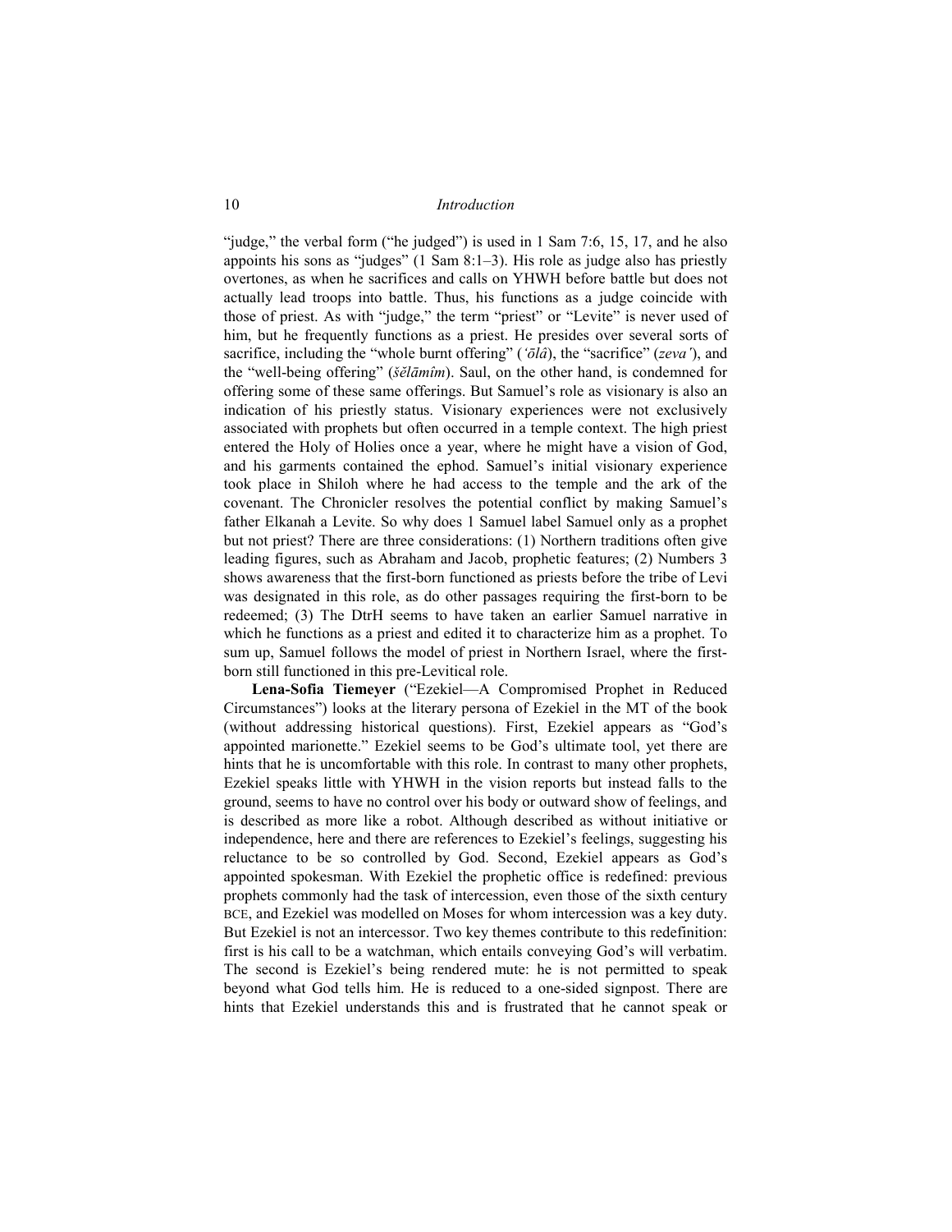"judge," the verbal form ("he judged") is used in 1 Sam 7:6, 15, 17, and he also appoints his sons as "judges" (1 Sam 8:1–3). His role as judge also has priestly overtones, as when he sacrifices and calls on YHWH before battle but does not actually lead troops into battle. Thus, his functions as a judge coincide with those of priest. As with "judge," the term "priest" or "Levite" is never used of him, but he frequently functions as a priest. He presides over several sorts of sacrifice, including the "whole burnt offering" (*ʿōlâ*), the "sacrifice" (*zevaʿ*), and the "well-being offering" (*šĕlāmîm*). Saul, on the other hand, is condemned for offering some of these same offerings. But Samuel's role as visionary is also an indication of his priestly status. Visionary experiences were not exclusively associated with prophets but often occurred in a temple context. The high priest entered the Holy of Holies once a year, where he might have a vision of God, and his garments contained the ephod. Samuel's initial visionary experience took place in Shiloh where he had access to the temple and the ark of the covenant. The Chronicler resolves the potential conflict by making Samuel's father Elkanah a Levite. So why does 1 Samuel label Samuel only as a prophet but not priest? There are three considerations: (1) Northern traditions often give leading figures, such as Abraham and Jacob, prophetic features; (2) Numbers 3 shows awareness that the first-born functioned as priests before the tribe of Levi was designated in this role, as do other passages requiring the first-born to be redeemed; (3) The DtrH seems to have taken an earlier Samuel narrative in which he functions as a priest and edited it to characterize him as a prophet. To sum up, Samuel follows the model of priest in Northern Israel, where the first-born still functioned in this pre-Levitical role.

**Lena-Sofia Tiemeyer** ("Ezekiel—A Compromised Prophet in Reduced Circumstances") looks at the literary persona of Ezekiel in the MT of the book (without addressing historical questions). First, Ezekiel appears as "God's appointed marionette." Ezekiel seems to be God's ultimate tool, yet there are hints that he is uncomfortable with this role. In contrast to many other prophets, Ezekiel speaks little with YHWH in the vision reports but instead falls to the ground, seems to have no control over his body or outward show of feelings, and is described as more like a robot. Although described as without initiative or independence, here and there are references to Ezekiel's feelings, suggesting his reluctance to be so controlled by God. Second, Ezekiel appears as God's appointed spokesman. With Ezekiel the prophetic office is redefined: previous prophets commonly had the task of intercession, even those of the sixth century BCE, and Ezekiel was modelled on Moses for whom intercession was a key duty. But Ezekiel is not an intercessor. Two key themes contribute to this redefinition: first is his call to be a watchman, which entails conveying God's will verbatim. The second is Ezekiel's being rendered mute: he is not permitted to speak beyond what God tells him. He is reduced to a one-sided signpost. There are hints that Ezekiel understands this and is frustrated that he cannot speak or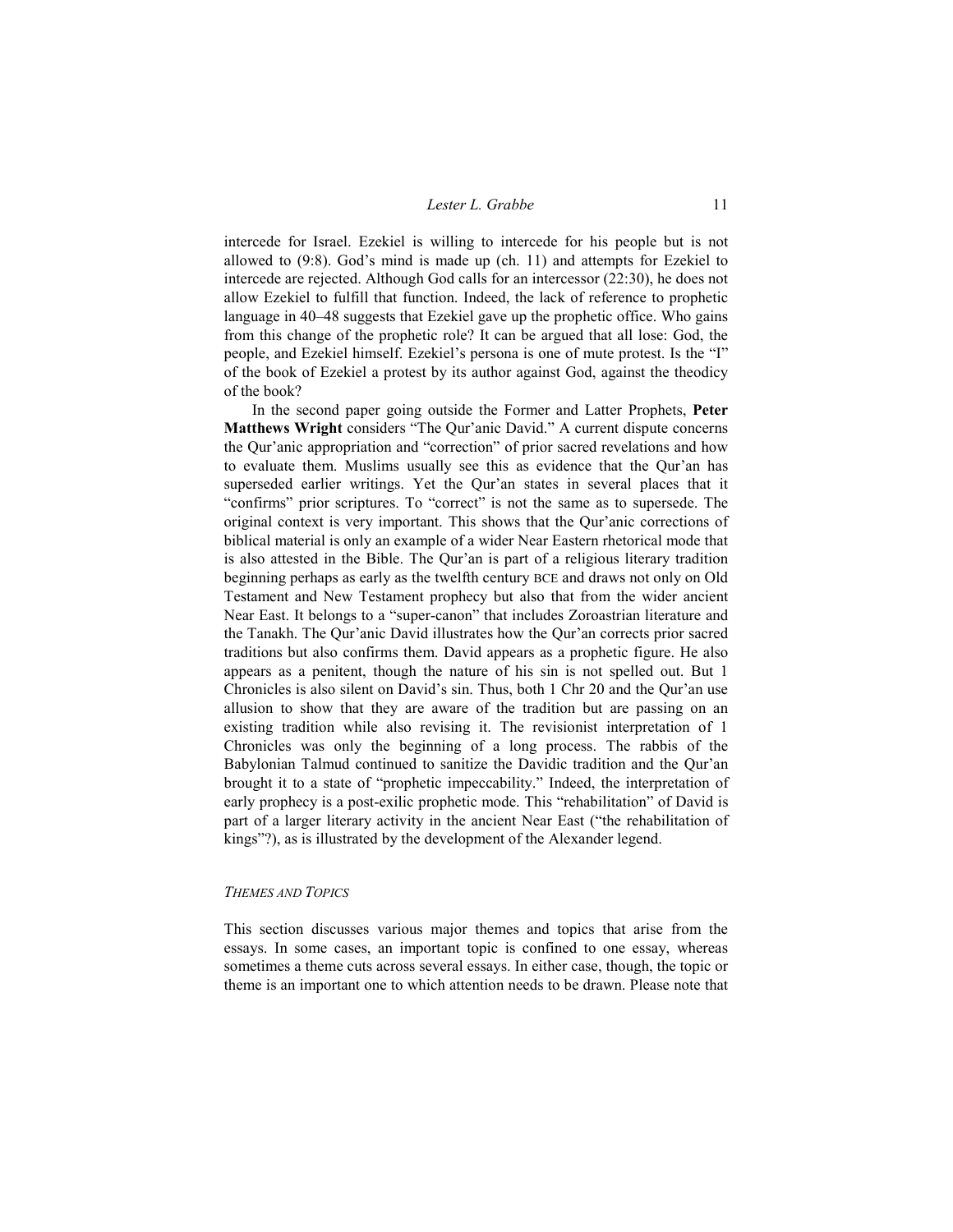intercede for Israel. Ezekiel is willing to intercede for his people but is not allowed to (9:8). God's mind is made up (ch. 11) and attempts for Ezekiel to intercede are rejected. Although God calls for an intercessor (22:30), he does not allow Ezekiel to fulfill that function. Indeed, the lack of reference to prophetic language in 40–48 suggests that Ezekiel gave up the prophetic office. Who gains from this change of the prophetic role? It can be argued that all lose: God, the people, and Ezekiel himself. Ezekiel's persona is one of mute protest. Is the "I" of the book of Ezekiel a protest by its author against God, against the theodicy of the book?

In the second paper going outside the Former and Latter Prophets, **Peter Matthews Wright** considers "The Qur'anic David." A current dispute concerns the Qur'anic appropriation and "correction" of prior sacred revelations and how to evaluate them. Muslims usually see this as evidence that the Qur'an has superseded earlier writings. Yet the Qur'an states in several places that it "confirms" prior scriptures. To "correct" is not the same as to supersede. The original context is very important. This shows that the Qur'anic corrections of biblical material is only an example of a wider Near Eastern rhetorical mode that is also attested in the Bible. The Qur'an is part of a religious literary tradition beginning perhaps as early as the twelfth century BCE and draws not only on Old Testament and New Testament prophecy but also that from the wider ancient Near East. It belongs to a "super-canon" that includes Zoroastrian literature and the Tanakh. The Qur'anic David illustrates how the Qur'an corrects prior sacred traditions but also confirms them. David appears as a prophetic figure. He also appears as a penitent, though the nature of his sin is not spelled out. But 1 Chronicles is also silent on David's sin. Thus, both 1 Chr 20 and the Qur'an use allusion to show that they are aware of the tradition but are passing on an existing tradition while also revising it. The revisionist interpretation of 1 Chronicles was only the beginning of a long process. The rabbis of the Babylonian Talmud continued to sanitize the Davidic tradition and the Qur'an brought it to a state of "prophetic impeccability." Indeed, the interpretation of early prophecy is a post-exilic prophetic mode. This "rehabilitation" of David is part of a larger literary activity in the ancient Near East ("the rehabilitation of kings"?), as is illustrated by the development of the Alexander legend.

### *Themes and Topics*

This section discusses various major themes and topics that arise from the essays. In some cases, an important topic is confined to one essay, whereas sometimes a theme cuts across several essays. In either case, though, the topic or theme is an important one to which attention needs to be drawn. Please note that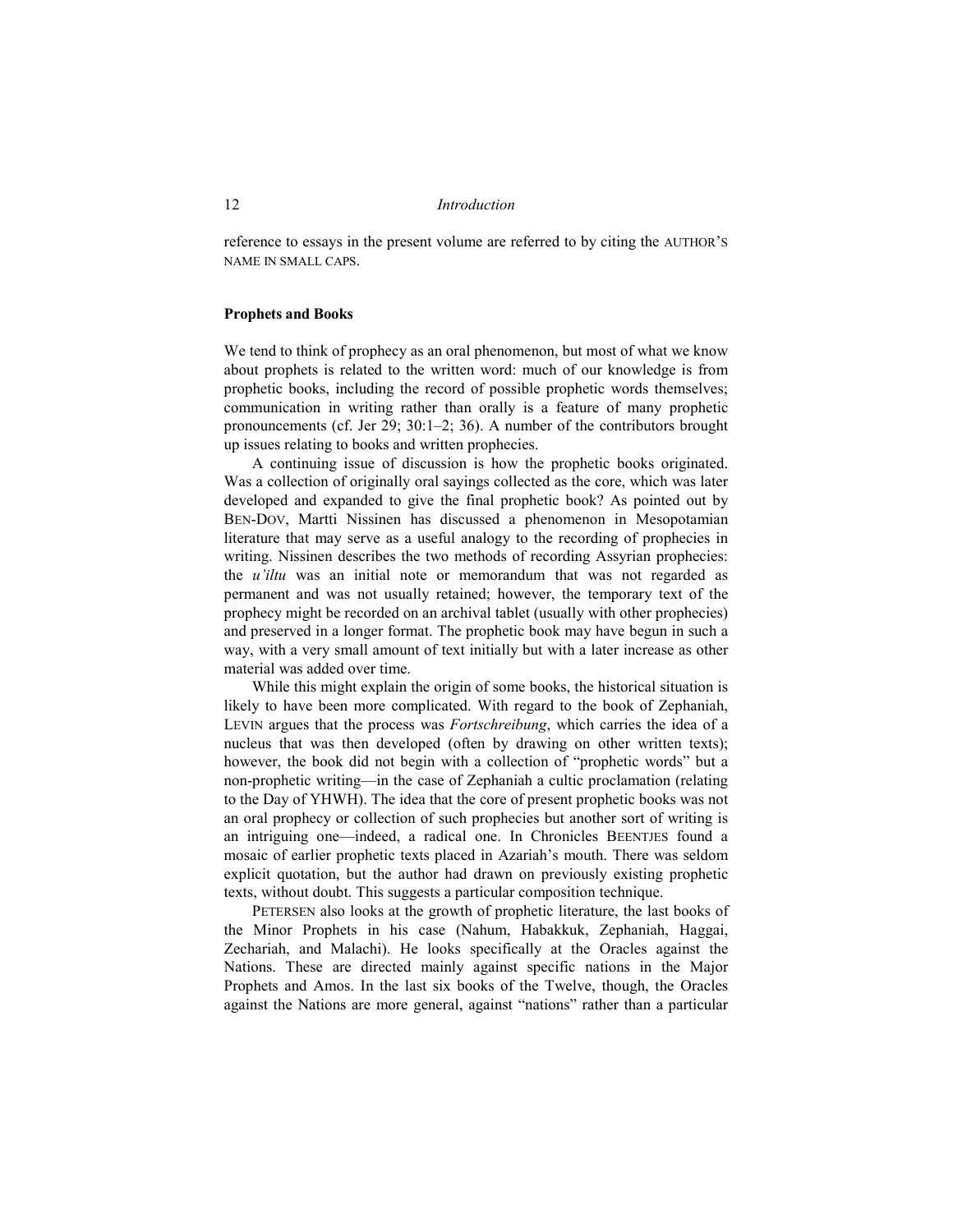reference to essays in the present volume are referred to by citing the AUTHOR'S NAME IN SMALL CAPS.

### Prophets and Books

We tend to think of prophecy as an oral phenomenon, but most of what we know about prophets is related to the written word: much of our knowledge is from prophetic books, including the record of possible prophetic words themselves; communication in writing rather than orally is a feature of many prophetic pronouncements (cf. Jer 29; 30:1–2; 36). A number of the contributors brought up issues relating to books and written prophecies.

A continuing issue of discussion is how the prophetic books originated. Was a collection of originally oral sayings collected as the core, which was later developed and expanded to give the final prophetic book? As pointed out by BEN-DOV, Martti Nissinen has discussed a phenomenon in Mesopotamian literature that may serve as a useful analogy to the recording of prophecies in writing. Nissinen describes the two methods of recording Assyrian prophecies: the *u'iltu* was an initial note or memorandum that was not regarded as permanent and was not usually retained; however, the temporary text of the prophecy might be recorded on an archival tablet (usually with other prophecies) and preserved in a longer format. The prophetic book may have begun in such a way, with a very small amount of text initially but with a later increase as other material was added over time.

While this might explain the origin of some books, the historical situation is likely to have been more complicated. With regard to the book of Zephaniah, LEVIN argues that the process was *Fortschreibung*, which carries the idea of a nucleus that was then developed (often by drawing on other written texts); however, the book did not begin with a collection of "prophetic words" but a non-prophetic writing—in the case of Zephaniah a cultic proclamation (relating to the Day of YHWH). The idea that the core of present prophetic books was not an oral prophecy or collection of such prophecies but another sort of writing is an intriguing one—indeed, a radical one. In Chronicles BEENTJES found a mosaic of earlier prophetic texts placed in Azariah's mouth. There was seldom explicit quotation, but the author had drawn on previously existing prophetic texts, without doubt. This suggests a particular composition technique.

PETERSEN also looks at the growth of prophetic literature, the last books of the Minor Prophets in his case (Nahum, Habakkuk, Zephaniah, Haggai, Zechariah, and Malachi). He looks specifically at the Oracles against the Nations. These are directed mainly against specific nations in the Major Prophets and Amos. In the last six books of the Twelve, though, the Oracles against the Nations are more general, against "nations" rather than a particular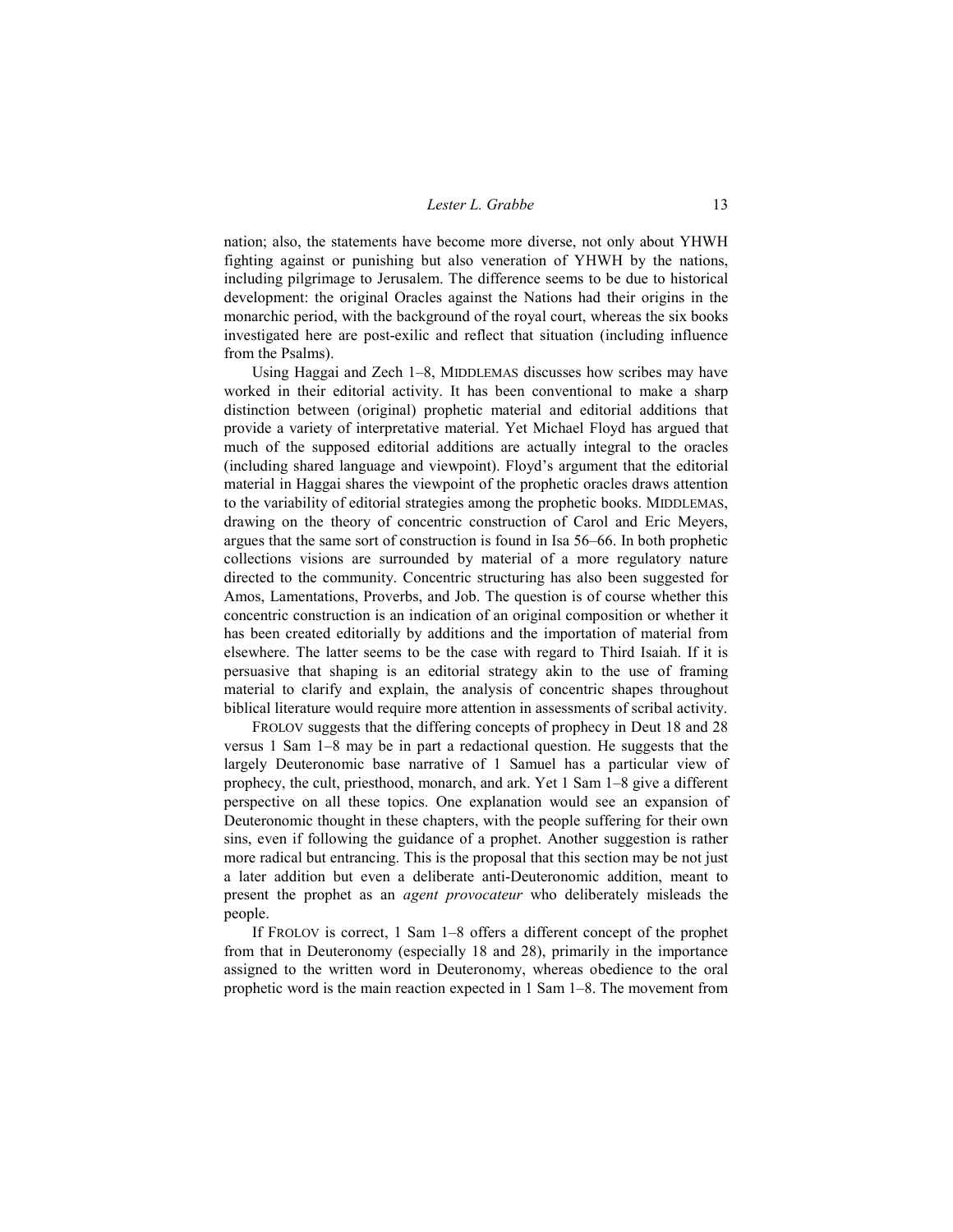nation; also, the statements have become more diverse, not only about YHWH fighting against or punishing but also veneration of YHWH by the nations, including pilgrimage to Jerusalem. The difference seems to be due to historical development: the original Oracles against the Nations had their origins in the monarchic period, with the background of the royal court, whereas the six books investigated here are post-exilic and reflect that situation (including influence from the Psalms).

Using Haggai and Zech 1–8, MIDDLEMAS discusses how scribes may have worked in their editorial activity. It has been conventional to make a sharp distinction between (original) prophetic material and editorial additions that provide a variety of interpretative material. Yet Michael Floyd has argued that much of the supposed editorial additions are actually integral to the oracles (including shared language and viewpoint). Floyd's argument that the editorial material in Haggai shares the viewpoint of the prophetic oracles draws attention to the variability of editorial strategies among the prophetic books. MIDDLEMAS, drawing on the theory of concentric construction of Carol and Eric Meyers, argues that the same sort of construction is found in Isa 56–66. In both prophetic collections visions are surrounded by material of a more regulatory nature directed to the community. Concentric structuring has also been suggested for Amos, Lamentations, Proverbs, and Job. The question is of course whether this concentric construction is an indication of an original composition or whether it has been created editorially by additions and the importation of material from elsewhere. The latter seems to be the case with regard to Third Isaiah. If it is persuasive that shaping is an editorial strategy akin to the use of framing material to clarify and explain, the analysis of concentric shapes throughout biblical literature would require more attention in assessments of scribal activity.

FROLOV suggests that the differing concepts of prophecy in Deut 18 and 28 versus 1 Sam 1–8 may be in part a redactional question. He suggests that the largely Deuteronomic base narrative of 1 Samuel has a particular view of prophecy, the cult, priesthood, monarch, and ark. Yet 1 Sam 1–8 give a different perspective on all these topics. One explanation would see an expansion of Deuteronomic thought in these chapters, with the people suffering for their own sins, even if following the guidance of a prophet. Another suggestion is rather more radical but entrancing. This is the proposal that this section may be not just a later addition but even a deliberate anti-Deuteronomic addition, meant to present the prophet as an *agent provocateur* who deliberately misleads the people.

If FROLOV is correct, 1 Sam 1–8 offers a different concept of the prophet from that in Deuteronomy (especially 18 and 28), primarily in the importance assigned to the written word in Deuteronomy, whereas obedience to the oral prophetic word is the main reaction expected in 1 Sam 1–8. The movement from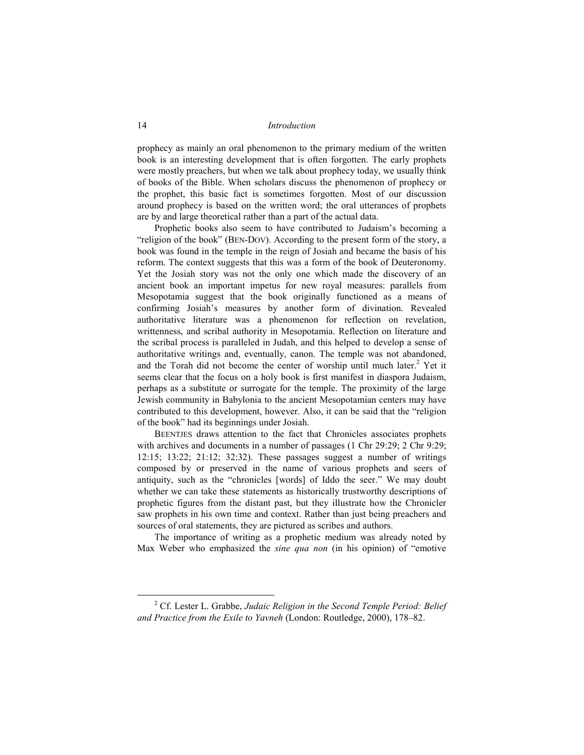prophecy as mainly an oral phenomenon to the primary medium of the written book is an interesting development that is often forgotten. The early prophets were mostly preachers, but when we talk about prophecy today, we usually think of books of the Bible. When scholars discuss the phenomenon of prophecy or the prophet, this basic fact is sometimes forgotten. Most of our discussion around prophecy is based on the written word; the oral utterances of prophets are by and large theoretical rather than a part of the actual data.

Prophetic books also seem to have contributed to Judaism's becoming a "religion of the book" (BEN-DOV). According to the present form of the story, a book was found in the temple in the reign of Josiah and became the basis of his reform. The context suggests that this was a form of the book of Deuteronomy. Yet the Josiah story was not the only one which made the discovery of an ancient book an important impetus for new royal measures: parallels from Mesopotamia suggest that the book originally functioned as a means of confirming Josiah's measures by another form of divination. Revealed authoritative literature was a phenomenon for reflection on revelation, writtenness, and scribal authority in Mesopotamia. Reflection on literature and the scribal process is paralleled in Judah, and this helped to develop a sense of authoritative writings and, eventually, canon. The temple was not abandoned, and the Torah did not become the center of worship until much later.[2] Yet it seems clear that the focus on a holy book is first manifest in diaspora Judaism, perhaps as a substitute or surrogate for the temple. The proximity of the large Jewish community in Babylonia to the ancient Mesopotamian centers may have contributed to this development, however. Also, it can be said that the "religion of the book" had its beginnings under Josiah.

BEENTJES draws attention to the fact that Chronicles associates prophets with archives and documents in a number of passages (1 Chr 29:29; 2 Chr 9:29; 12:15; 13:22; 21:12; 32:32). These passages suggest a number of writings composed by or preserved in the name of various prophets and seers of antiquity, such as the "chronicles [words] of Iddo the seer." We may doubt whether we can take these statements as historically trustworthy descriptions of prophetic figures from the distant past, but they illustrate how the Chronicler saw prophets in his own time and context. Rather than just being preachers and sources of oral statements, they are pictured as scribes and authors.

The importance of writing as a prophetic medium was already noted by Max Weber who emphasized the *sine qua non* (in his opinion) of "emotive

---

[2] Cf. Lester L. Grabbe, *Judaic Religion in the Second Temple Period: Belief and Practice from the Exile to Yavneh* (London: Routledge, 2000), 178–82.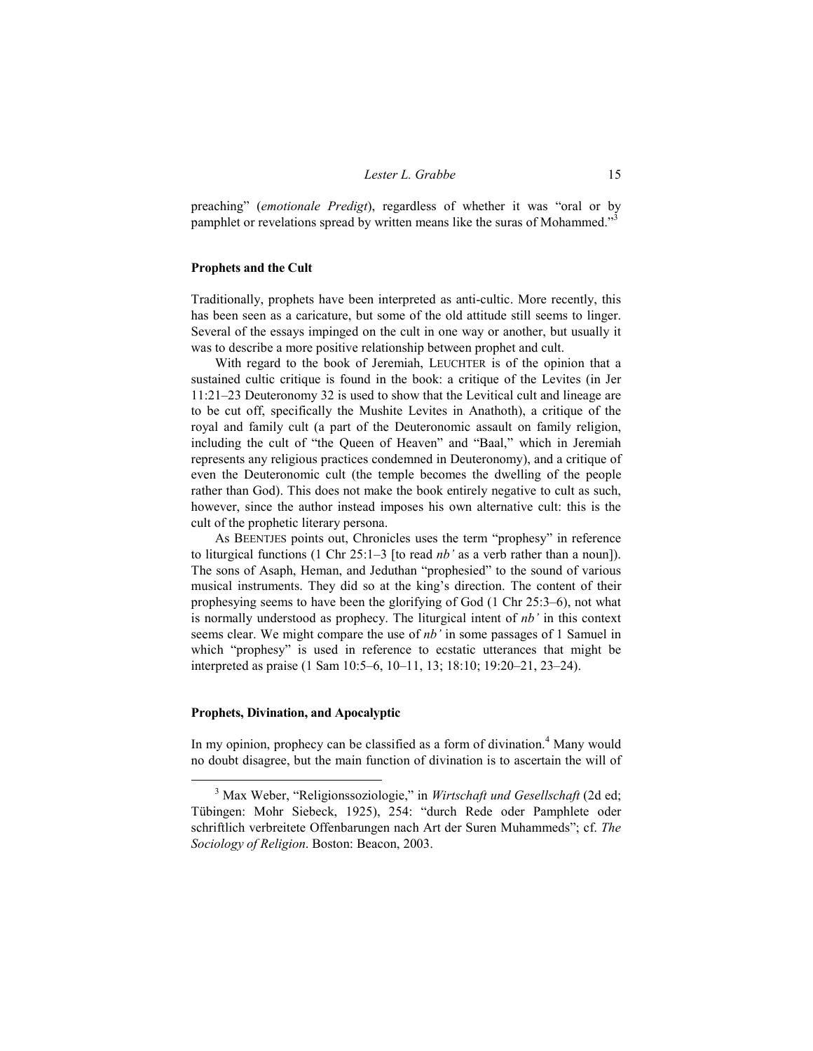preaching" (*emotionale Predigt*), regardless of whether it was "oral or by pamphlet or revelations spread by written means like the suras of Mohammed."[3]

### Prophets and the Cult

Traditionally, prophets have been interpreted as anti-cultic. More recently, this has been seen as a caricature, but some of the old attitude still seems to linger. Several of the essays impinged on the cult in one way or another, but usually it was to describe a more positive relationship between prophet and cult.

With regard to the book of Jeremiah, LEUCHTER is of the opinion that a sustained cultic critique is found in the book: a critique of the Levites (in Jer 11:21–23 Deuteronomy 32 is used to show that the Levitical cult and lineage are to be cut off, specifically the Mushite Levites in Anathoth), a critique of the royal and family cult (a part of the Deuteronomic assault on family religion, including the cult of "the Queen of Heaven" and "Baal," which in Jeremiah represents any religious practices condemned in Deuteronomy), and a critique of even the Deuteronomic cult (the temple becomes the dwelling of the people rather than God). This does not make the book entirely negative to cult as such, however, since the author instead imposes his own alternative cult: this is the cult of the prophetic literary persona.

As BEENTJES points out, Chronicles uses the term "prophesy" in reference to liturgical functions (1 Chr 25:1–3 [to read *nb'* as a verb rather than a noun]). The sons of Asaph, Heman, and Jeduthan "prophesied" to the sound of various musical instruments. They did so at the king's direction. The content of their prophesying seems to have been the glorifying of God (1 Chr 25:3–6), not what is normally understood as prophecy. The liturgical intent of *nb'* in this context seems clear. We might compare the use of *nb'* in some passages of 1 Samuel in which "prophesy" is used in reference to ecstatic utterances that might be interpreted as praise (1 Sam 10:5–6, 10–11, 13; 18:10; 19:20–21, 23–24).

### Prophets, Divination, and Apocalyptic

In my opinion, prophecy can be classified as a form of divination.[4] Many would no doubt disagree, but the main function of divination is to ascertain the will of

---

[3] Max Weber, "Religionssoziologie," in *Wirtschaft und Gesellschaft* (2d ed; Tübingen: Mohr Siebeck, 1925), 254: "durch Rede oder Pamphlete oder schriftlich verbreitete Offenbarungen nach Art der Suren Muhammeds"; cf. *The Sociology of Religion*. Boston: Beacon, 2003.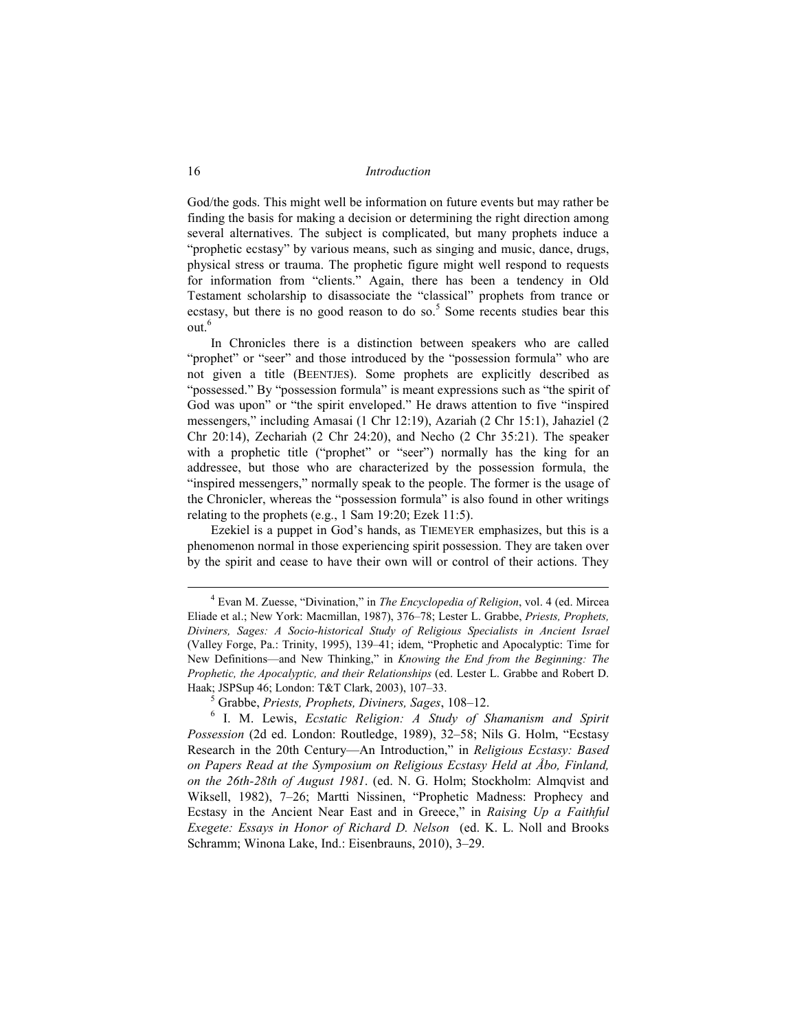God/the gods. This might well be information on future events but may rather be finding the basis for making a decision or determining the right direction among several alternatives. The subject is complicated, but many prophets induce a "prophetic ecstasy" by various means, such as singing and music, dance, drugs, physical stress or trauma. The prophetic figure might well respond to requests for information from "clients." Again, there has been a tendency in Old Testament scholarship to disassociate the "classical" prophets from trance or ecstasy, but there is no good reason to do so.[5] Some recents studies bear this out.[6]

In Chronicles there is a distinction between speakers who are called "prophet" or "seer" and those introduced by the "possession formula" who are not given a title (BEENTJES). Some prophets are explicitly described as "possessed." By "possession formula" is meant expressions such as "the spirit of God was upon" or "the spirit enveloped." He draws attention to five "inspired messengers," including Amasai (1 Chr 12:19), Azariah (2 Chr 15:1), Jahaziel (2 Chr 20:14), Zechariah (2 Chr 24:20), and Necho (2 Chr 35:21). The speaker with a prophetic title ("prophet" or "seer") normally has the king for an addressee, but those who are characterized by the possession formula, the "inspired messengers," normally speak to the people. The former is the usage of the Chronicler, whereas the "possession formula" is also found in other writings relating to the prophets (e.g., 1 Sam 19:20; Ezek 11:5).

Ezekiel is a puppet in God's hands, as TIEMEYER emphasizes, but this is a phenomenon normal in those experiencing spirit possession. They are taken over by the spirit and cease to have their own will or control of their actions. They

---

[4] Evan M. Zuesse, "Divination," in *The Encyclopedia of Religion*, vol. 4 (ed. Mircea Eliade et al.; New York: Macmillan, 1987), 376–78; Lester L. Grabbe, *Priests, Prophets, Diviners, Sages: A Socio-historical Study of Religious Specialists in Ancient Israel* (Valley Forge, Pa.: Trinity, 1995), 139–41; idem, "Prophetic and Apocalyptic: Time for New Definitions—and New Thinking," in *Knowing the End from the Beginning: The Prophetic, the Apocalyptic, and their Relationships* (ed. Lester L. Grabbe and Robert D. Haak; JSPSup 46; London: T&T Clark, 2003), 107–33.

[5] Grabbe, *Priests, Prophets, Diviners, Sages*, 108–12.

[6] I. M. Lewis, *Ecstatic Religion: A Study of Shamanism and Spirit Possession* (2d ed. London: Routledge, 1989), 32–58; Nils G. Holm, "Ecstasy Research in the 20th Century—An Introduction," in *Religious Ecstasy: Based on Papers Read at the Symposium on Religious Ecstasy Held at Åbo, Finland, on the 26th-28th of August 1981*. (ed. N. G. Holm; Stockholm: Almqvist and Wiksell, 1982), 7–26; Martti Nissinen, "Prophetic Madness: Prophecy and Ecstasy in the Ancient Near East and in Greece," in *Raising Up a Faithful Exegete: Essays in Honor of Richard D. Nelson* (ed. K. L. Noll and Brooks Schramm; Winona Lake, Ind.: Eisenbrauns, 2010), 3–29.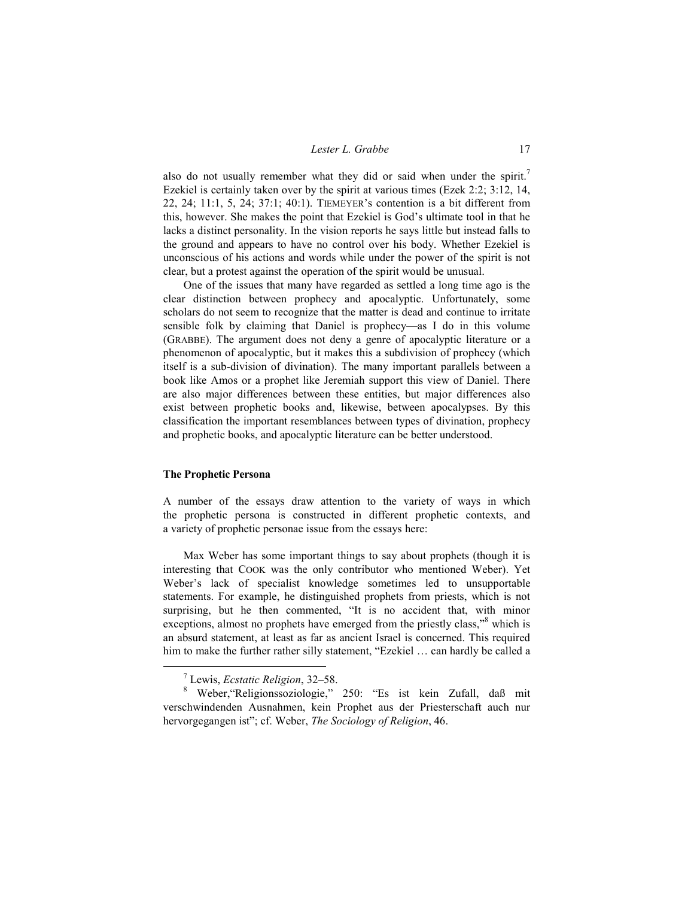also do not usually remember what they did or said when under the spirit.[7] Ezekiel is certainly taken over by the spirit at various times (Ezek 2:2; 3:12, 14, 22, 24; 11:1, 5, 24; 37:1; 40:1). TIEMEYER's contention is a bit different from this, however. She makes the point that Ezekiel is God's ultimate tool in that he lacks a distinct personality. In the vision reports he says little but instead falls to the ground and appears to have no control over his body. Whether Ezekiel is unconscious of his actions and words while under the power of the spirit is not clear, but a protest against the operation of the spirit would be unusual.

One of the issues that many have regarded as settled a long time ago is the clear distinction between prophecy and apocalyptic. Unfortunately, some scholars do not seem to recognize that the matter is dead and continue to irritate sensible folk by claiming that Daniel is prophecy—as I do in this volume (GRABBE). The argument does not deny a genre of apocalyptic literature or a phenomenon of apocalyptic, but it makes this a subdivision of prophecy (which itself is a sub-division of divination). The many important parallels between a book like Amos or a prophet like Jeremiah support this view of Daniel. There are also major differences between these entities, but major differences also exist between prophetic books and, likewise, between apocalypses. By this classification the important resemblances between types of divination, prophecy and prophetic books, and apocalyptic literature can be better understood.

**The Prophetic Persona**

A number of the essays draw attention to the variety of ways in which the prophetic persona is constructed in different prophetic contexts, and a variety of prophetic personae issue from the essays here:

Max Weber has some important things to say about prophets (though it is interesting that COOK was the only contributor who mentioned Weber). Yet Weber's lack of specialist knowledge sometimes led to unsupportable statements. For example, he distinguished prophets from priests, which is not surprising, but he then commented, "It is no accident that, with minor exceptions, almost no prophets have emerged from the priestly class,"[8] which is an absurd statement, at least as far as ancient Israel is concerned. This required him to make the further rather silly statement, "Ezekiel … can hardly be called a

[7] Lewis, *Ecstatic Religion*, 32–58.

[8] Weber,"Religionssoziologie," 250: "Es ist kein Zufall, daß mit verschwindenden Ausnahmen, kein Prophet aus der Priesterschaft auch nur hervorgegangen ist"; cf. Weber, *The Sociology of Religion*, 46.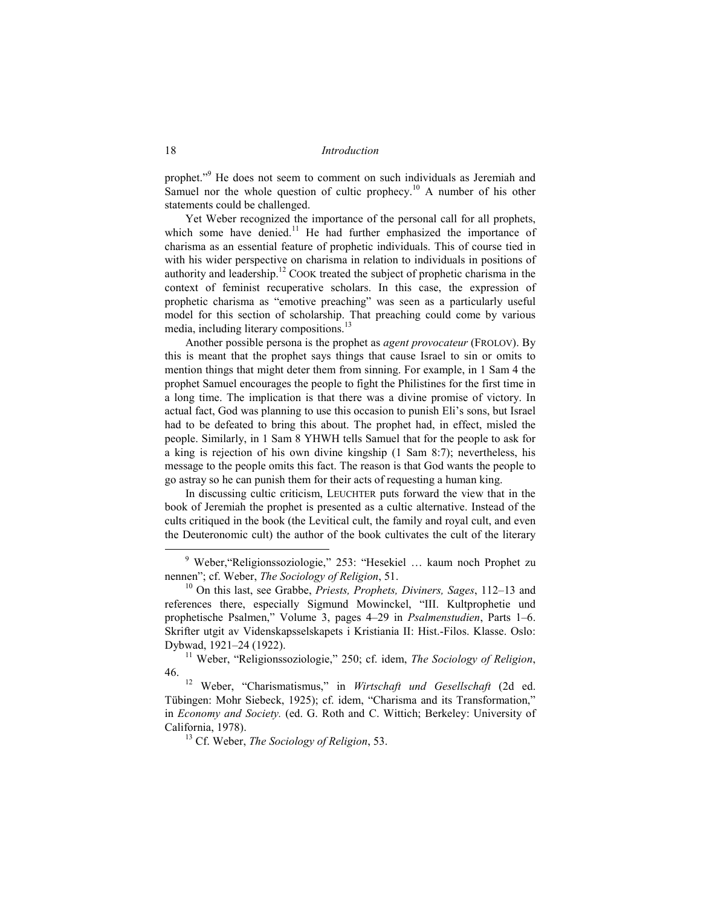prophet."[9] He does not seem to comment on such individuals as Jeremiah and Samuel nor the whole question of cultic prophecy.[10] A number of his other statements could be challenged.

Yet Weber recognized the importance of the personal call for all prophets, which some have denied.[11] He had further emphasized the importance of charisma as an essential feature of prophetic individuals. This of course tied in with his wider perspective on charisma in relation to individuals in positions of authority and leadership.[12] COOK treated the subject of prophetic charisma in the context of feminist recuperative scholars. In this case, the expression of prophetic charisma as "emotive preaching" was seen as a particularly useful model for this section of scholarship. That preaching could come by various media, including literary compositions.[13]

Another possible persona is the prophet as *agent provocateur* (FROLOV). By this is meant that the prophet says things that cause Israel to sin or omits to mention things that might deter them from sinning. For example, in 1 Sam 4 the prophet Samuel encourages the people to fight the Philistines for the first time in a long time. The implication is that there was a divine promise of victory. In actual fact, God was planning to use this occasion to punish Eli's sons, but Israel had to be defeated to bring this about. The prophet had, in effect, misled the people. Similarly, in 1 Sam 8 YHWH tells Samuel that for the people to ask for a king is rejection of his own divine kingship (1 Sam 8:7); nevertheless, his message to the people omits this fact. The reason is that God wants the people to go astray so he can punish them for their acts of requesting a human king.

In discussing cultic criticism, LEUCHTER puts forward the view that in the book of Jeremiah the prophet is presented as a cultic alternative. Instead of the cults critiqued in the book (the Levitical cult, the family and royal cult, and even the Deuteronomic cult) the author of the book cultivates the cult of the literary

---

[9] Weber,"Religionssoziologie," 253: "Hesekiel … kaum noch Prophet zu nennen"; cf. Weber, *The Sociology of Religion*, 51.

[10] On this last, see Grabbe, *Priests, Prophets, Diviners, Sages*, 112–13 and references there, especially Sigmund Mowinckel, "III. Kultprophetie und prophetische Psalmen," Volume 3, pages 4–29 in *Psalmenstudien*, Parts 1–6. Skrifter utgit av Videnskapsselskapets i Kristiania II: Hist.-Filos. Klasse. Oslo: Dybwad, 1921–24 (1922).

[11] Weber, "Religionssoziologie," 250; cf. idem, *The Sociology of Religion*, 46.

[12] Weber, "Charismatismus," in *Wirtschaft und Gesellschaft* (2d ed. Tübingen: Mohr Siebeck, 1925); cf. idem, "Charisma and its Transformation," in *Economy and Society.* (ed. G. Roth and C. Wittich; Berkeley: University of California, 1978).

[13] Cf. Weber, *The Sociology of Religion*, 53.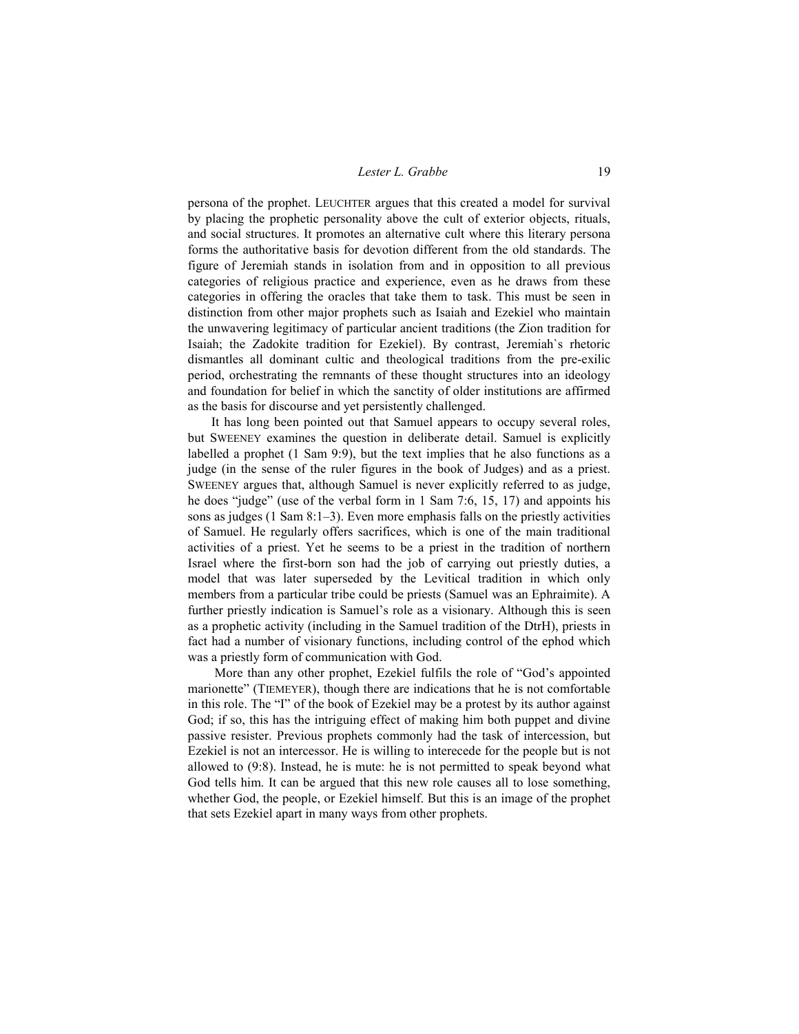persona of the prophet. LEUCHTER argues that this created a model for survival by placing the prophetic personality above the cult of exterior objects, rituals, and social structures. It promotes an alternative cult where this literary persona forms the authoritative basis for devotion different from the old standards. The figure of Jeremiah stands in isolation from and in opposition to all previous categories of religious practice and experience, even as he draws from these categories in offering the oracles that take them to task. This must be seen in distinction from other major prophets such as Isaiah and Ezekiel who maintain the unwavering legitimacy of particular ancient traditions (the Zion tradition for Isaiah; the Zadokite tradition for Ezekiel). By contrast, Jeremiah`s rhetoric dismantles all dominant cultic and theological traditions from the pre-exilic period, orchestrating the remnants of these thought structures into an ideology and foundation for belief in which the sanctity of older institutions are affirmed as the basis for discourse and yet persistently challenged.

It has long been pointed out that Samuel appears to occupy several roles, but SWEENEY examines the question in deliberate detail. Samuel is explicitly labelled a prophet (1 Sam 9:9), but the text implies that he also functions as a judge (in the sense of the ruler figures in the book of Judges) and as a priest. SWEENEY argues that, although Samuel is never explicitly referred to as judge, he does "judge" (use of the verbal form in 1 Sam 7:6, 15, 17) and appoints his sons as judges (1 Sam 8:1–3). Even more emphasis falls on the priestly activities of Samuel. He regularly offers sacrifices, which is one of the main traditional activities of a priest. Yet he seems to be a priest in the tradition of northern Israel where the first-born son had the job of carrying out priestly duties, a model that was later superseded by the Levitical tradition in which only members from a particular tribe could be priests (Samuel was an Ephraimite). A further priestly indication is Samuel's role as a visionary. Although this is seen as a prophetic activity (including in the Samuel tradition of the DtrH), priests in fact had a number of visionary functions, including control of the ephod which was a priestly form of communication with God.

More than any other prophet, Ezekiel fulfils the role of "God's appointed marionette" (TIEMEYER), though there are indications that he is not comfortable in this role. The "I" of the book of Ezekiel may be a protest by its author against God; if so, this has the intriguing effect of making him both puppet and divine passive resister. Previous prophets commonly had the task of intercession, but Ezekiel is not an intercessor. He is willing to interecede for the people but is not allowed to (9:8). Instead, he is mute: he is not permitted to speak beyond what God tells him. It can be argued that this new role causes all to lose something, whether God, the people, or Ezekiel himself. But this is an image of the prophet that sets Ezekiel apart in many ways from other prophets.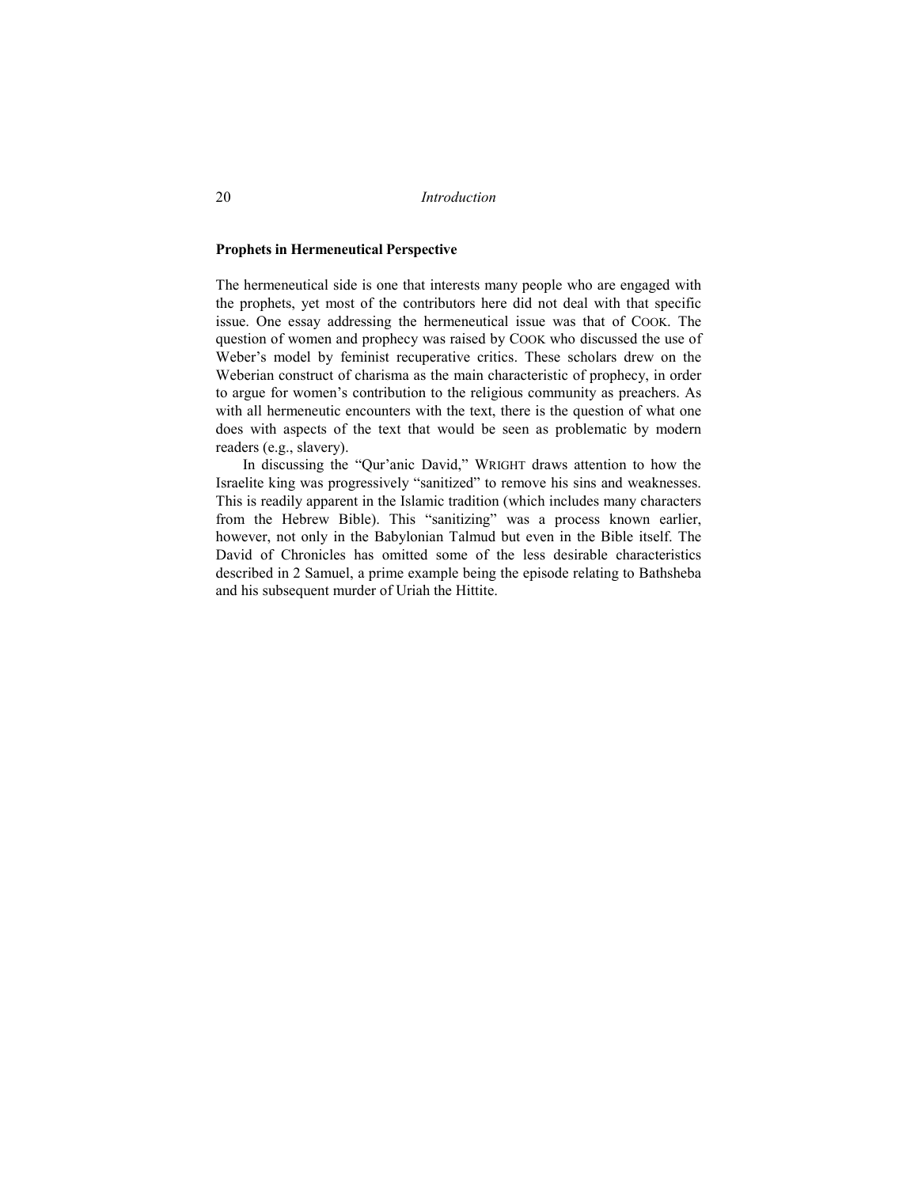### Prophets in Hermeneutical Perspective

The hermeneutical side is one that interests many people who are engaged with the prophets, yet most of the contributors here did not deal with that specific issue. One essay addressing the hermeneutical issue was that of COOK. The question of women and prophecy was raised by COOK who discussed the use of Weber's model by feminist recuperative critics. These scholars drew on the Weberian construct of charisma as the main characteristic of prophecy, in order to argue for women's contribution to the religious community as preachers. As with all hermeneutic encounters with the text, there is the question of what one does with aspects of the text that would be seen as problematic by modern readers (e.g., slavery).

In discussing the "Qur'anic David," WRIGHT draws attention to how the Israelite king was progressively "sanitized" to remove his sins and weaknesses. This is readily apparent in the Islamic tradition (which includes many characters from the Hebrew Bible). This "sanitizing" was a process known earlier, however, not only in the Babylonian Talmud but even in the Bible itself. The David of Chronicles has omitted some of the less desirable characteristics described in 2 Samuel, a prime example being the episode relating to Bathsheba and his subsequent murder of Uriah the Hittite.